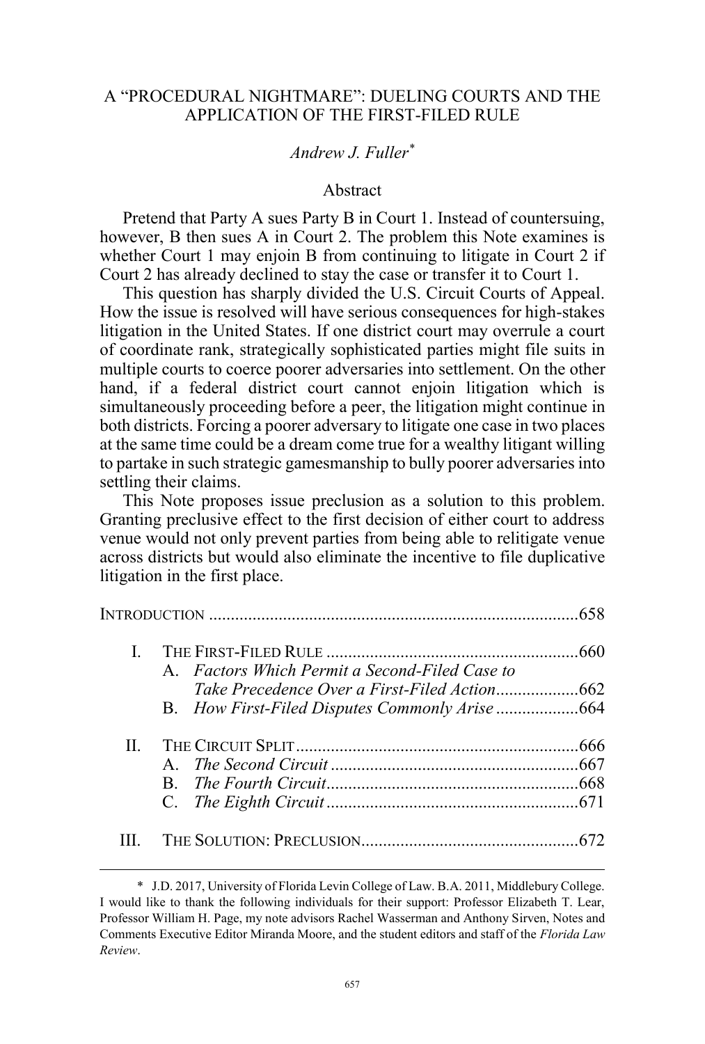# A "PROCEDURAL NIGHTMARE": DUELING COURTS AND THE APPLICATION OF THE FIRST-FILED RULE

*Andrew J. Fuller*[*]

## Abstract

Pretend that Party A sues Party B in Court 1. Instead of countersuing, however, B then sues A in Court 2. The problem this Note examines is whether Court 1 may enjoin B from continuing to litigate in Court 2 if Court 2 has already declined to stay the case or transfer it to Court 1.

This question has sharply divided the U.S. Circuit Courts of Appeal. How the issue is resolved will have serious consequences for high-stakes litigation in the United States. If one district court may overrule a court of coordinate rank, strategically sophisticated parties might file suits in multiple courts to coerce poorer adversaries into settlement. On the other hand, if a federal district court cannot enjoin litigation which is simultaneously proceeding before a peer, the litigation might continue in both districts. Forcing a poorer adversary to litigate one case in two places at the same time could be a dream come true for a wealthy litigant willing to partake in such strategic gamesmanship to bully poorer adversaries into settling their claims.

This Note proposes issue preclusion as a solution to this problem. Granting preclusive effect to the first decision of either court to address venue would not only prevent parties from being able to relitigate venue across districts but would also eliminate the incentive to file duplicative litigation in the first place.

INTRODUCTION .................................................................................... 658

I. THE FIRST-FILED RULE .......................................................... 660
   A. *Factors Which Permit a Second-Filed Case to Take Precedence Over a First-Filed Action* ................... 662
   B. *How First-Filed Disputes Commonly Arise* ................... 664

II. THE CIRCUIT SPLIT ................................................................. 666
   A. *The Second Circuit* ......................................................... 667
   B. *The Fourth Circuit* .......................................................... 668
   C. *The Eighth Circuit* .......................................................... 671

III. THE SOLUTION: PRECLUSION .................................................. 672

---

[*] J.D. 2017, University of Florida Levin College of Law. B.A. 2011, Middlebury College. I would like to thank the following individuals for their support: Professor Elizabeth T. Lear, Professor William H. Page, my note advisors Rachel Wasserman and Anthony Sirven, Notes and Comments Executive Editor Miranda Moore, and the student editors and staff of the *Florida Law Review*.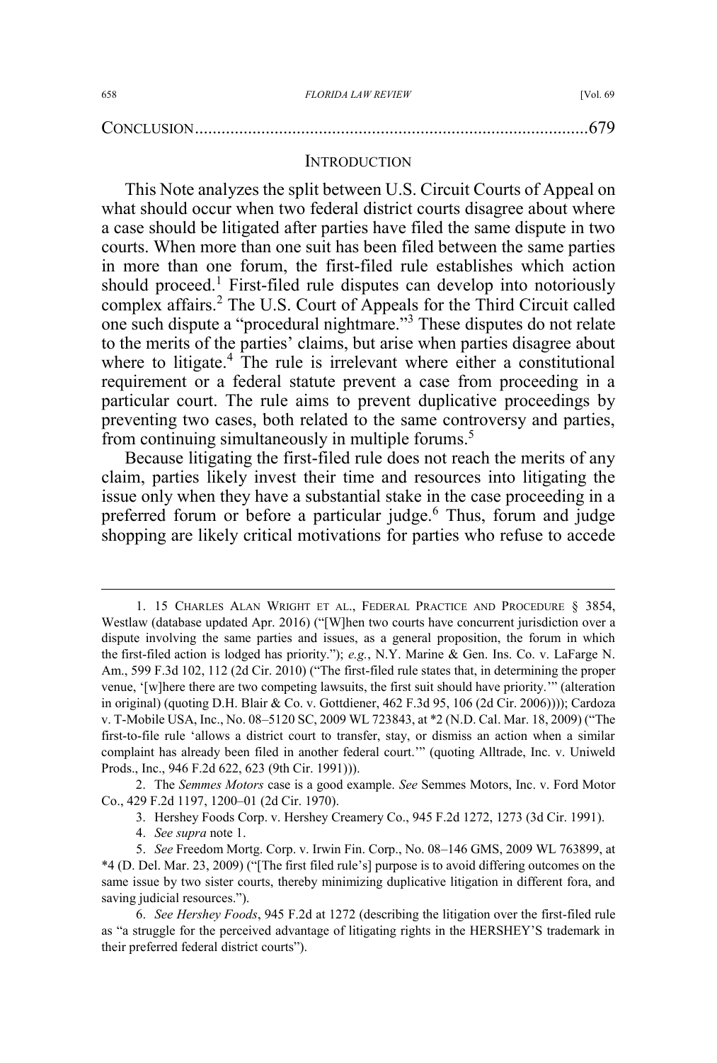CONCLUSION........................................................................................679

## INTRODUCTION

This Note analyzes the split between U.S. Circuit Courts of Appeal on what should occur when two federal district courts disagree about where a case should be litigated after parties have filed the same dispute in two courts. When more than one suit has been filed between the same parties in more than one forum, the first-filed rule establishes which action should proceed.[1] First-filed rule disputes can develop into notoriously complex affairs.[2] The U.S. Court of Appeals for the Third Circuit called one such dispute a "procedural nightmare."[3] These disputes do not relate to the merits of the parties' claims, but arise when parties disagree about where to litigate.[4] The rule is irrelevant where either a constitutional requirement or a federal statute prevent a case from proceeding in a particular court. The rule aims to prevent duplicative proceedings by preventing two cases, both related to the same controversy and parties, from continuing simultaneously in multiple forums.[5]

Because litigating the first-filed rule does not reach the merits of any claim, parties likely invest their time and resources into litigating the issue only when they have a substantial stake in the case proceeding in a preferred forum or before a particular judge.[6] Thus, forum and judge shopping are likely critical motivations for parties who refuse to accede

---

1. 15 CHARLES ALAN WRIGHT ET AL., FEDERAL PRACTICE AND PROCEDURE § 3854, Westlaw (database updated Apr. 2016) ("[W]hen two courts have concurrent jurisdiction over a dispute involving the same parties and issues, as a general proposition, the forum in which the first-filed action is lodged has priority."); *e.g.*, N.Y. Marine & Gen. Ins. Co. v. LaFarge N. Am., 599 F.3d 102, 112 (2d Cir. 2010) ("The first-filed rule states that, in determining the proper venue, '[w]here there are two competing lawsuits, the first suit should have priority.'" (alteration in original) (quoting D.H. Blair & Co. v. Gottdiener, 462 F.3d 95, 106 (2d Cir. 2006)))); Cardoza v. T-Mobile USA, Inc., No. 08–5120 SC, 2009 WL 723843, at \*2 (N.D. Cal. Mar. 18, 2009) ("The first-to-file rule 'allows a district court to transfer, stay, or dismiss an action when a similar complaint has already been filed in another federal court.'" (quoting Alltrade, Inc. v. Uniweld Prods., Inc., 946 F.2d 622, 623 (9th Cir. 1991))).

2. The *Semmes Motors* case is a good example. *See* Semmes Motors, Inc. v. Ford Motor Co., 429 F.2d 1197, 1200–01 (2d Cir. 1970).

3. Hershey Foods Corp. v. Hershey Creamery Co., 945 F.2d 1272, 1273 (3d Cir. 1991).

4. *See supra* note 1.

5. *See* Freedom Mortg. Corp. v. Irwin Fin. Corp., No. 08–146 GMS, 2009 WL 763899, at \*4 (D. Del. Mar. 23, 2009) ("[The first filed rule's] purpose is to avoid differing outcomes on the same issue by two sister courts, thereby minimizing duplicative litigation in different fora, and saving judicial resources.").

6. *See Hershey Foods*, 945 F.2d at 1272 (describing the litigation over the first-filed rule as "a struggle for the perceived advantage of litigating rights in the HERSHEY'S trademark in their preferred federal district courts").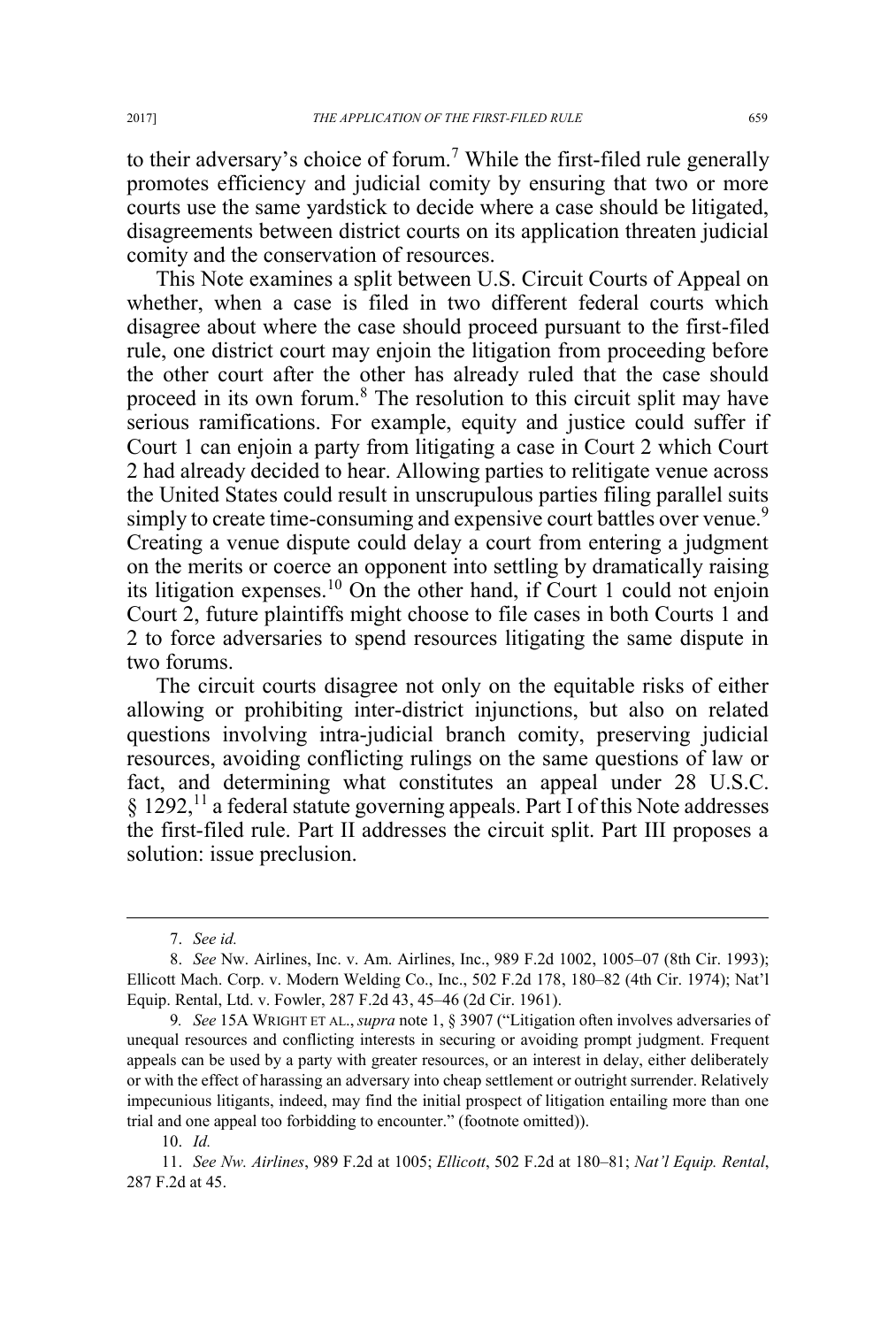to their adversary's choice of forum.[7] While the first-filed rule generally promotes efficiency and judicial comity by ensuring that two or more courts use the same yardstick to decide where a case should be litigated, disagreements between district courts on its application threaten judicial comity and the conservation of resources.

This Note examines a split between U.S. Circuit Courts of Appeal on whether, when a case is filed in two different federal courts which disagree about where the case should proceed pursuant to the first-filed rule, one district court may enjoin the litigation from proceeding before the other court after the other has already ruled that the case should proceed in its own forum.[8] The resolution to this circuit split may have serious ramifications. For example, equity and justice could suffer if Court 1 can enjoin a party from litigating a case in Court 2 which Court 2 had already decided to hear. Allowing parties to relitigate venue across the United States could result in unscrupulous parties filing parallel suits simply to create time-consuming and expensive court battles over venue.[9] Creating a venue dispute could delay a court from entering a judgment on the merits or coerce an opponent into settling by dramatically raising its litigation expenses.[10] On the other hand, if Court 1 could not enjoin Court 2, future plaintiffs might choose to file cases in both Courts 1 and 2 to force adversaries to spend resources litigating the same dispute in two forums.

The circuit courts disagree not only on the equitable risks of either allowing or prohibiting inter-district injunctions, but also on related questions involving intra-judicial branch comity, preserving judicial resources, avoiding conflicting rulings on the same questions of law or fact, and determining what constitutes an appeal under 28 U.S.C. § 1292,[11] a federal statute governing appeals. Part I of this Note addresses the first-filed rule. Part II addresses the circuit split. Part III proposes a solution: issue preclusion.

---

7. *See id.*

8. *See* Nw. Airlines, Inc. v. Am. Airlines, Inc., 989 F.2d 1002, 1005–07 (8th Cir. 1993); Ellicott Mach. Corp. v. Modern Welding Co., Inc., 502 F.2d 178, 180–82 (4th Cir. 1974); Nat'l Equip. Rental, Ltd. v. Fowler, 287 F.2d 43, 45–46 (2d Cir. 1961).

9. *See* 15A WRIGHT ET AL., *supra* note 1, § 3907 ("Litigation often involves adversaries of unequal resources and conflicting interests in securing or avoiding prompt judgment. Frequent appeals can be used by a party with greater resources, or an interest in delay, either deliberately or with the effect of harassing an adversary into cheap settlement or outright surrender. Relatively impecunious litigants, indeed, may find the initial prospect of litigation entailing more than one trial and one appeal too forbidding to encounter." (footnote omitted)).

10. *Id.*

11. *See Nw. Airlines*, 989 F.2d at 1005; *Ellicott*, 502 F.2d at 180–81; *Nat'l Equip. Rental*, 287 F.2d at 45.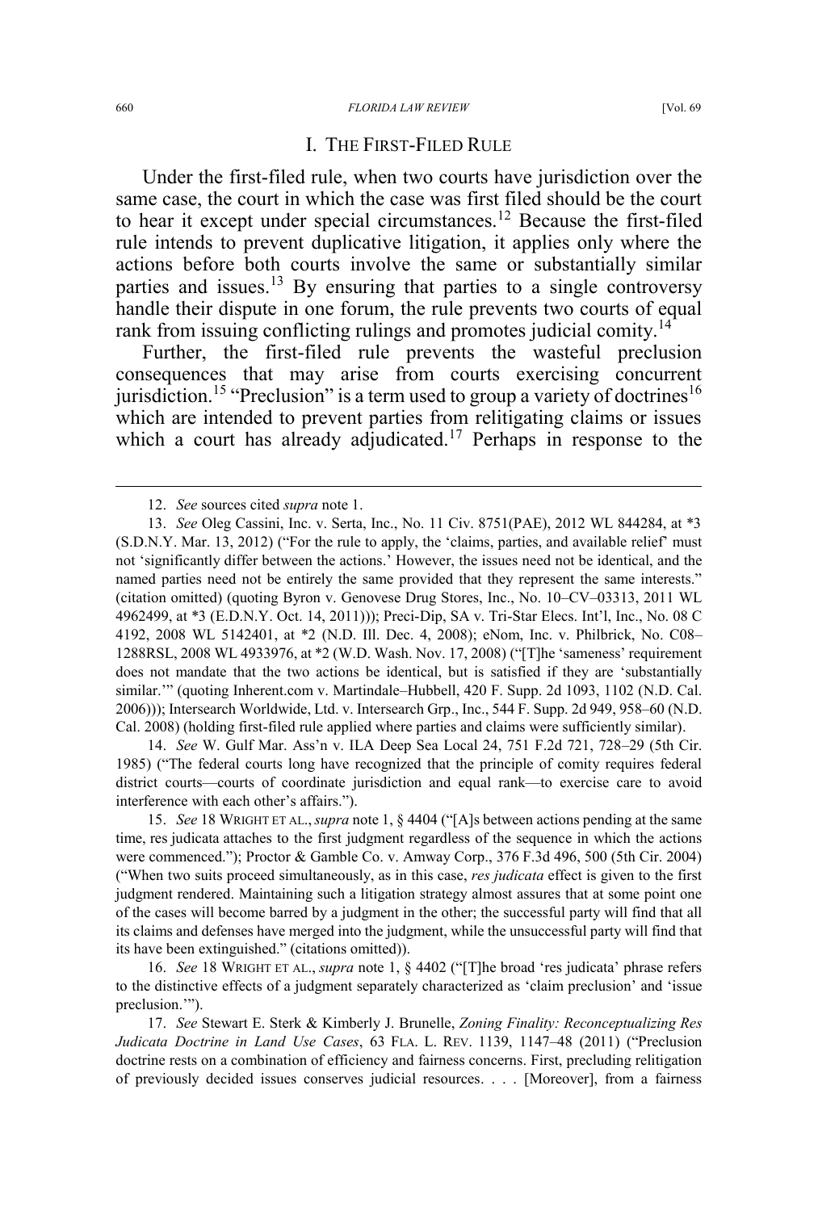## I. THE FIRST-FILED RULE

Under the first-filed rule, when two courts have jurisdiction over the same case, the court in which the case was first filed should be the court to hear it except under special circumstances.[12] Because the first-filed rule intends to prevent duplicative litigation, it applies only where the actions before both courts involve the same or substantially similar parties and issues.[13] By ensuring that parties to a single controversy handle their dispute in one forum, the rule prevents two courts of equal rank from issuing conflicting rulings and promotes judicial comity.[14]

Further, the first-filed rule prevents the wasteful preclusion consequences that may arise from courts exercising concurrent jurisdiction.[15] "Preclusion" is a term used to group a variety of doctrines[16] which are intended to prevent parties from relitigating claims or issues which a court has already adjudicated.[17] Perhaps in response to the

---

12. *See* sources cited *supra* note 1.

13. *See* Oleg Cassini, Inc. v. Serta, Inc., No. 11 Civ. 8751(PAE), 2012 WL 844284, at *3 (S.D.N.Y. Mar. 13, 2012) ("For the rule to apply, the 'claims, parties, and available relief' must not 'significantly differ between the actions.' However, the issues need not be identical, and the named parties need not be entirely the same provided that they represent the same interests." (citation omitted) (quoting Byron v. Genovese Drug Stores, Inc., No. 10–CV–03313, 2011 WL 4962499, at *3 (E.D.N.Y. Oct. 14, 2011))); Preci-Dip, SA v. Tri-Star Elecs. Int'l, Inc., No. 08 C 4192, 2008 WL 5142401, at *2 (N.D. Ill. Dec. 4, 2008); eNom, Inc. v. Philbrick, No. C08–1288RSL, 2008 WL 4933976, at *2 (W.D. Wash. Nov. 17, 2008) ("[T]he 'sameness' requirement does not mandate that the two actions be identical, but is satisfied if they are 'substantially similar.'" (quoting Inherent.com v. Martindale–Hubbell, 420 F. Supp. 2d 1093, 1102 (N.D. Cal. 2006))); Intersearch Worldwide, Ltd. v. Intersearch Grp., Inc., 544 F. Supp. 2d 949, 958–60 (N.D. Cal. 2008) (holding first-filed rule applied where parties and claims were sufficiently similar).

14. *See* W. Gulf Mar. Ass'n v. ILA Deep Sea Local 24, 751 F.2d 721, 728–29 (5th Cir. 1985) ("The federal courts long have recognized that the principle of comity requires federal district courts—courts of coordinate jurisdiction and equal rank—to exercise care to avoid interference with each other's affairs.").

15. *See* 18 WRIGHT ET AL., *supra* note 1, § 4404 ("[A]s between actions pending at the same time, res judicata attaches to the first judgment regardless of the sequence in which the actions were commenced."); Proctor & Gamble Co. v. Amway Corp., 376 F.3d 496, 500 (5th Cir. 2004) ("When two suits proceed simultaneously, as in this case, *res judicata* effect is given to the first judgment rendered. Maintaining such a litigation strategy almost assures that at some point one of the cases will become barred by a judgment in the other; the successful party will find that all its claims and defenses have merged into the judgment, while the unsuccessful party will find that its have been extinguished." (citations omitted)).

16. *See* 18 WRIGHT ET AL., *supra* note 1, § 4402 ("[T]he broad 'res judicata' phrase refers to the distinctive effects of a judgment separately characterized as 'claim preclusion' and 'issue preclusion.'").

17. *See* Stewart E. Sterk & Kimberly J. Brunelle, *Zoning Finality: Reconceptualizing Res Judicata Doctrine in Land Use Cases*, 63 FLA. L. REV. 1139, 1147–48 (2011) ("Preclusion doctrine rests on a combination of efficiency and fairness concerns. First, precluding relitigation of previously decided issues conserves judicial resources. . . . [Moreover], from a fairness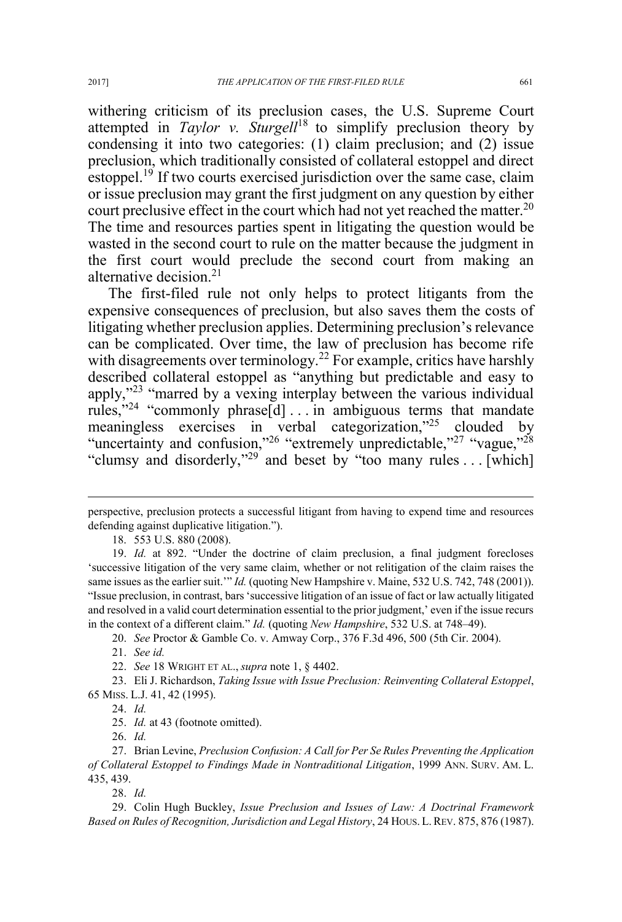withering criticism of its preclusion cases, the U.S. Supreme Court attempted in *Taylor v. Sturgell*[18] to simplify preclusion theory by condensing it into two categories: (1) claim preclusion; and (2) issue preclusion, which traditionally consisted of collateral estoppel and direct estoppel.[19] If two courts exercised jurisdiction over the same case, claim or issue preclusion may grant the first judgment on any question by either court preclusive effect in the court which had not yet reached the matter.[20] The time and resources parties spent in litigating the question would be wasted in the second court to rule on the matter because the judgment in the first court would preclude the second court from making an alternative decision.[21]

The first-filed rule not only helps to protect litigants from the expensive consequences of preclusion, but also saves them the costs of litigating whether preclusion applies. Determining preclusion's relevance can be complicated. Over time, the law of preclusion has become rife with disagreements over terminology.[22] For example, critics have harshly described collateral estoppel as "anything but predictable and easy to apply,"[23] "marred by a vexing interplay between the various individual rules,"[24] "commonly phrase[d] . . . in ambiguous terms that mandate meaningless exercises in verbal categorization,"[25] clouded by "uncertainty and confusion,"[26] "extremely unpredictable,"[27] "vague,"[28] "clumsy and disorderly,"[29] and beset by "too many rules . . . [which]

---

perspective, preclusion protects a successful litigant from having to expend time and resources defending against duplicative litigation.").

18. 553 U.S. 880 (2008).

19. *Id.* at 892. "Under the doctrine of claim preclusion, a final judgment forecloses 'successive litigation of the very same claim, whether or not relitigation of the claim raises the same issues as the earlier suit.'" *Id.* (quoting New Hampshire v. Maine, 532 U.S. 742, 748 (2001)). "Issue preclusion, in contrast, bars 'successive litigation of an issue of fact or law actually litigated and resolved in a valid court determination essential to the prior judgment,' even if the issue recurs in the context of a different claim." *Id.* (quoting *New Hampshire*, 532 U.S. at 748–49).

20. *See* Proctor & Gamble Co. v. Amway Corp., 376 F.3d 496, 500 (5th Cir. 2004).

21. *See id.*

22. *See* 18 WRIGHT ET AL., *supra* note 1, § 4402.

23. Eli J. Richardson, *Taking Issue with Issue Preclusion: Reinventing Collateral Estoppel*, 65 MISS. L.J. 41, 42 (1995).

24. *Id.*

25. *Id.* at 43 (footnote omitted).

26. *Id.*

27. Brian Levine, *Preclusion Confusion: A Call for Per Se Rules Preventing the Application of Collateral Estoppel to Findings Made in Nontraditional Litigation*, 1999 ANN. SURV. AM. L. 435, 439.

28. *Id.*

29. Colin Hugh Buckley, *Issue Preclusion and Issues of Law: A Doctrinal Framework Based on Rules of Recognition, Jurisdiction and Legal History*, 24 HOUS. L. REV. 875, 876 (1987).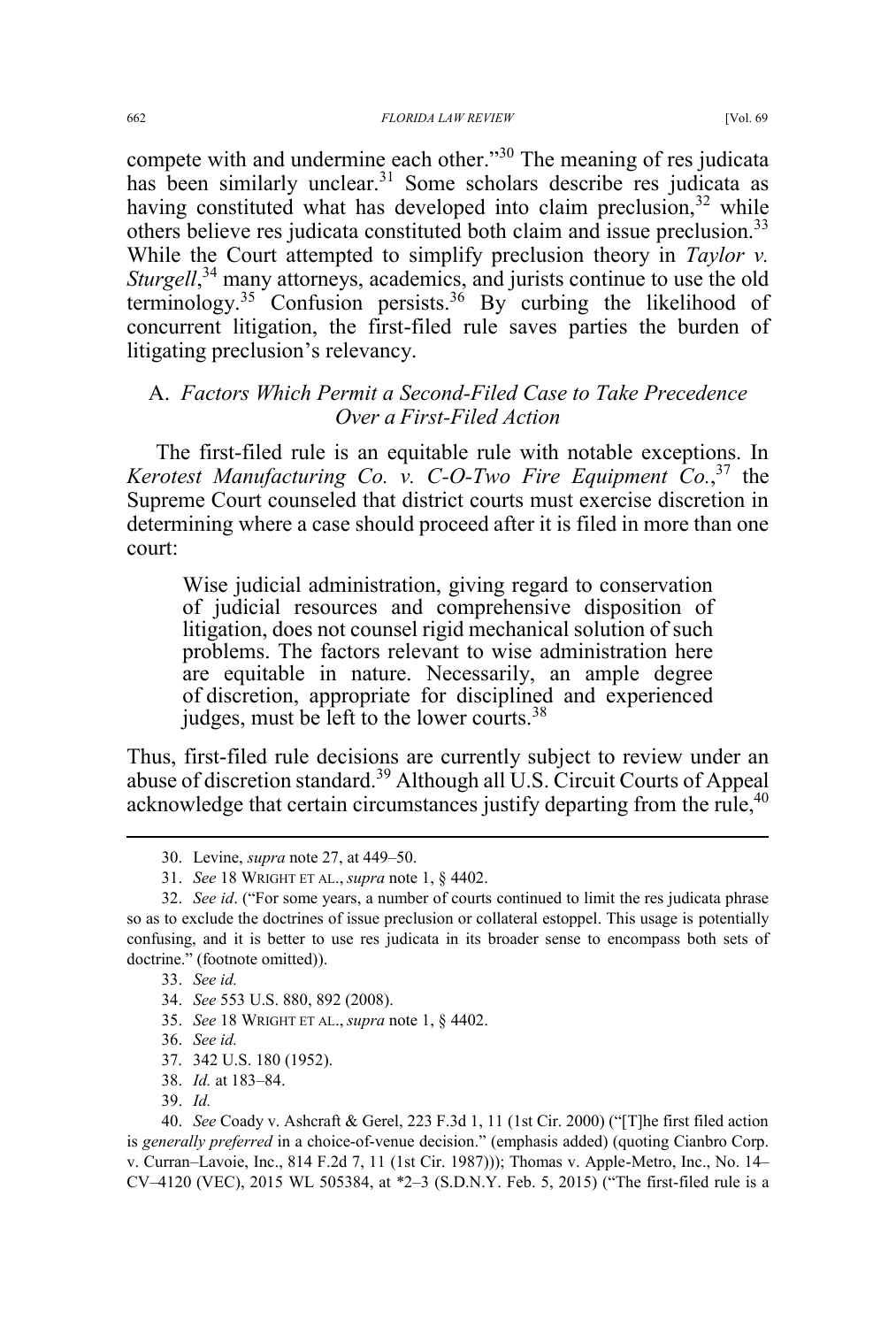compete with and undermine each other."[30] The meaning of res judicata has been similarly unclear.[31] Some scholars describe res judicata as having constituted what has developed into claim preclusion,[32] while others believe res judicata constituted both claim and issue preclusion.[33] While the Court attempted to simplify preclusion theory in *Taylor v. Sturgell*,[34] many attorneys, academics, and jurists continue to use the old terminology.[35] Confusion persists.[36] By curbing the likelihood of concurrent litigation, the first-filed rule saves parties the burden of litigating preclusion's relevancy.

### A. *Factors Which Permit a Second-Filed Case to Take Precedence Over a First-Filed Action*

The first-filed rule is an equitable rule with notable exceptions. In *Kerotest Manufacturing Co. v. C-O-Two Fire Equipment Co.*,[37] the Supreme Court counseled that district courts must exercise discretion in determining where a case should proceed after it is filed in more than one court:

> Wise judicial administration, giving regard to conservation of judicial resources and comprehensive disposition of litigation, does not counsel rigid mechanical solution of such problems. The factors relevant to wise administration here are equitable in nature. Necessarily, an ample degree of discretion, appropriate for disciplined and experienced judges, must be left to the lower courts.[38]

Thus, first-filed rule decisions are currently subject to review under an abuse of discretion standard.[39] Although all U.S. Circuit Courts of Appeal acknowledge that certain circumstances justify departing from the rule,[40]

---

30. Levine, *supra* note 27, at 449–50.

31. *See* 18 WRIGHT ET AL., *supra* note 1, § 4402.

32. *See id*. ("For some years, a number of courts continued to limit the res judicata phrase so as to exclude the doctrines of issue preclusion or collateral estoppel. This usage is potentially confusing, and it is better to use res judicata in its broader sense to encompass both sets of doctrine." (footnote omitted)).

33. *See id.*

34. *See* 553 U.S. 880, 892 (2008).

35. *See* 18 WRIGHT ET AL., *supra* note 1, § 4402.

36. *See id.*

37. 342 U.S. 180 (1952).

38. *Id.* at 183–84.

39. *Id.*

40. *See* Coady v. Ashcraft & Gerel, 223 F.3d 1, 11 (1st Cir. 2000) ("[T]he first filed action is *generally preferred* in a choice-of-venue decision." (emphasis added) (quoting Cianbro Corp. v. Curran–Lavoie, Inc., 814 F.2d 7, 11 (1st Cir. 1987))); Thomas v. Apple-Metro, Inc., No. 14–CV–4120 (VEC), 2015 WL 505384, at *2–3 (S.D.N.Y. Feb. 5, 2015) ("The first-filed rule is a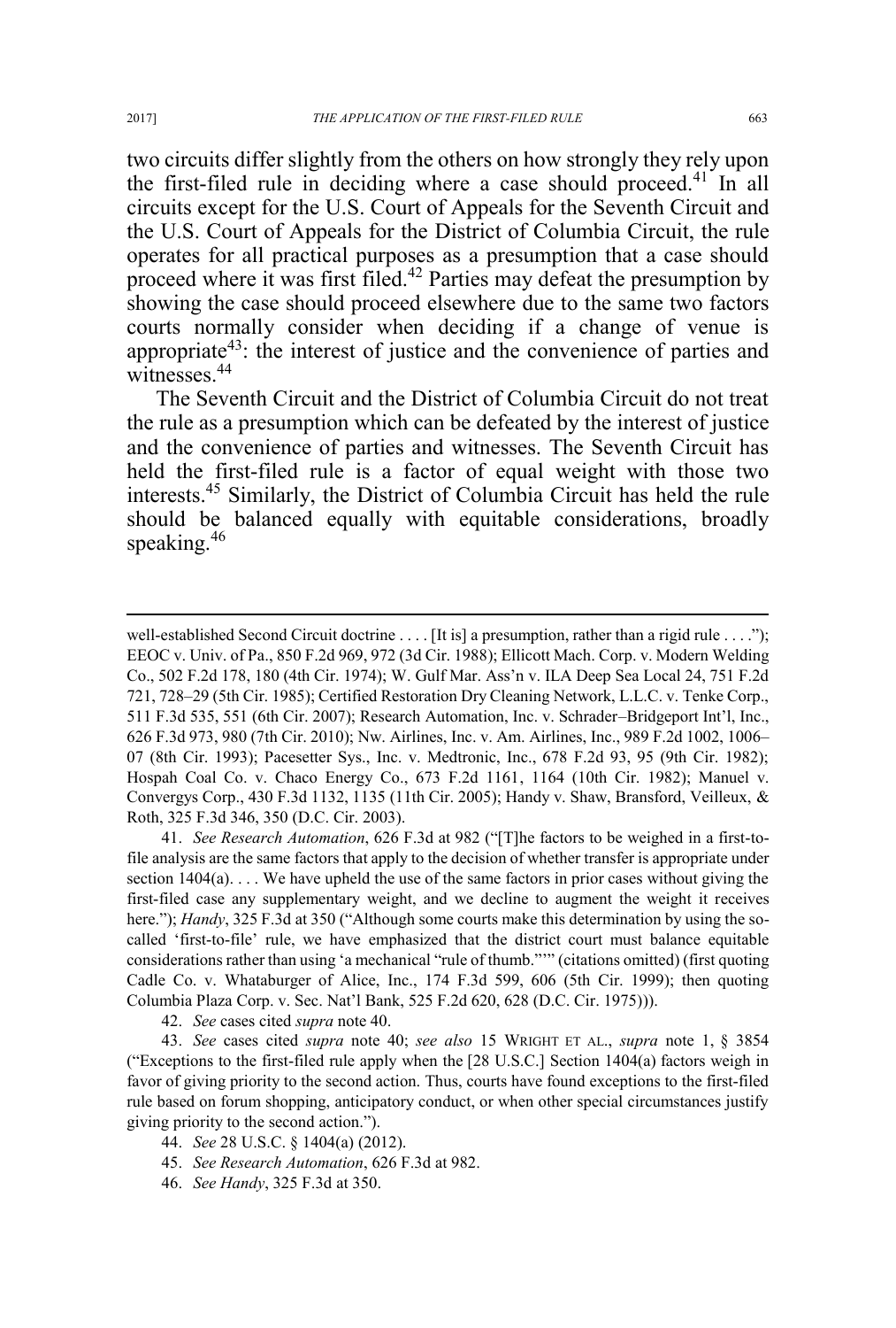two circuits differ slightly from the others on how strongly they rely upon the first-filed rule in deciding where a case should proceed.[41] In all circuits except for the U.S. Court of Appeals for the Seventh Circuit and the U.S. Court of Appeals for the District of Columbia Circuit, the rule operates for all practical purposes as a presumption that a case should proceed where it was first filed.[42] Parties may defeat the presumption by showing the case should proceed elsewhere due to the same two factors courts normally consider when deciding if a change of venue is appropriate[43]: the interest of justice and the convenience of parties and witnesses.[44]

The Seventh Circuit and the District of Columbia Circuit do not treat the rule as a presumption which can be defeated by the interest of justice and the convenience of parties and witnesses. The Seventh Circuit has held the first-filed rule is a factor of equal weight with those two interests.[45] Similarly, the District of Columbia Circuit has held the rule should be balanced equally with equitable considerations, broadly speaking.[46]

---

well-established Second Circuit doctrine . . . . [It is] a presumption, rather than a rigid rule . . . ."); EEOC v. Univ. of Pa., 850 F.2d 969, 972 (3d Cir. 1988); Ellicott Mach. Corp. v. Modern Welding Co., 502 F.2d 178, 180 (4th Cir. 1974); W. Gulf Mar. Ass'n v. ILA Deep Sea Local 24, 751 F.2d 721, 728–29 (5th Cir. 1985); Certified Restoration Dry Cleaning Network, L.L.C. v. Tenke Corp., 511 F.3d 535, 551 (6th Cir. 2007); Research Automation, Inc. v. Schrader–Bridgeport Int'l, Inc., 626 F.3d 973, 980 (7th Cir. 2010); Nw. Airlines, Inc. v. Am. Airlines, Inc., 989 F.2d 1002, 1006–07 (8th Cir. 1993); Pacesetter Sys., Inc. v. Medtronic, Inc., 678 F.2d 93, 95 (9th Cir. 1982); Hospah Coal Co. v. Chaco Energy Co., 673 F.2d 1161, 1164 (10th Cir. 1982); Manuel v. Convergys Corp., 430 F.3d 1132, 1135 (11th Cir. 2005); Handy v. Shaw, Bransford, Veilleux, & Roth, 325 F.3d 346, 350 (D.C. Cir. 2003).

41. *See Research Automation*, 626 F.3d at 982 ("[T]he factors to be weighed in a first-to-file analysis are the same factors that apply to the decision of whether transfer is appropriate under section 1404(a). . . . We have upheld the use of the same factors in prior cases without giving the first-filed case any supplementary weight, and we decline to augment the weight it receives here."); *Handy*, 325 F.3d at 350 ("Although some courts make this determination by using the so-called 'first-to-file' rule, we have emphasized that the district court must balance equitable considerations rather than using 'a mechanical "rule of thumb."'" (citations omitted) (first quoting Cadle Co. v. Whataburger of Alice, Inc., 174 F.3d 599, 606 (5th Cir. 1999); then quoting Columbia Plaza Corp. v. Sec. Nat'l Bank, 525 F.2d 620, 628 (D.C. Cir. 1975))).

42. *See* cases cited *supra* note 40.

43. *See* cases cited *supra* note 40; *see also* 15 WRIGHT ET AL., *supra* note 1, § 3854 ("Exceptions to the first-filed rule apply when the [28 U.S.C.] Section 1404(a) factors weigh in favor of giving priority to the second action. Thus, courts have found exceptions to the first-filed rule based on forum shopping, anticipatory conduct, or when other special circumstances justify giving priority to the second action.").

44. *See* 28 U.S.C. § 1404(a) (2012).

45. *See Research Automation*, 626 F.3d at 982.

46. *See Handy*, 325 F.3d at 350.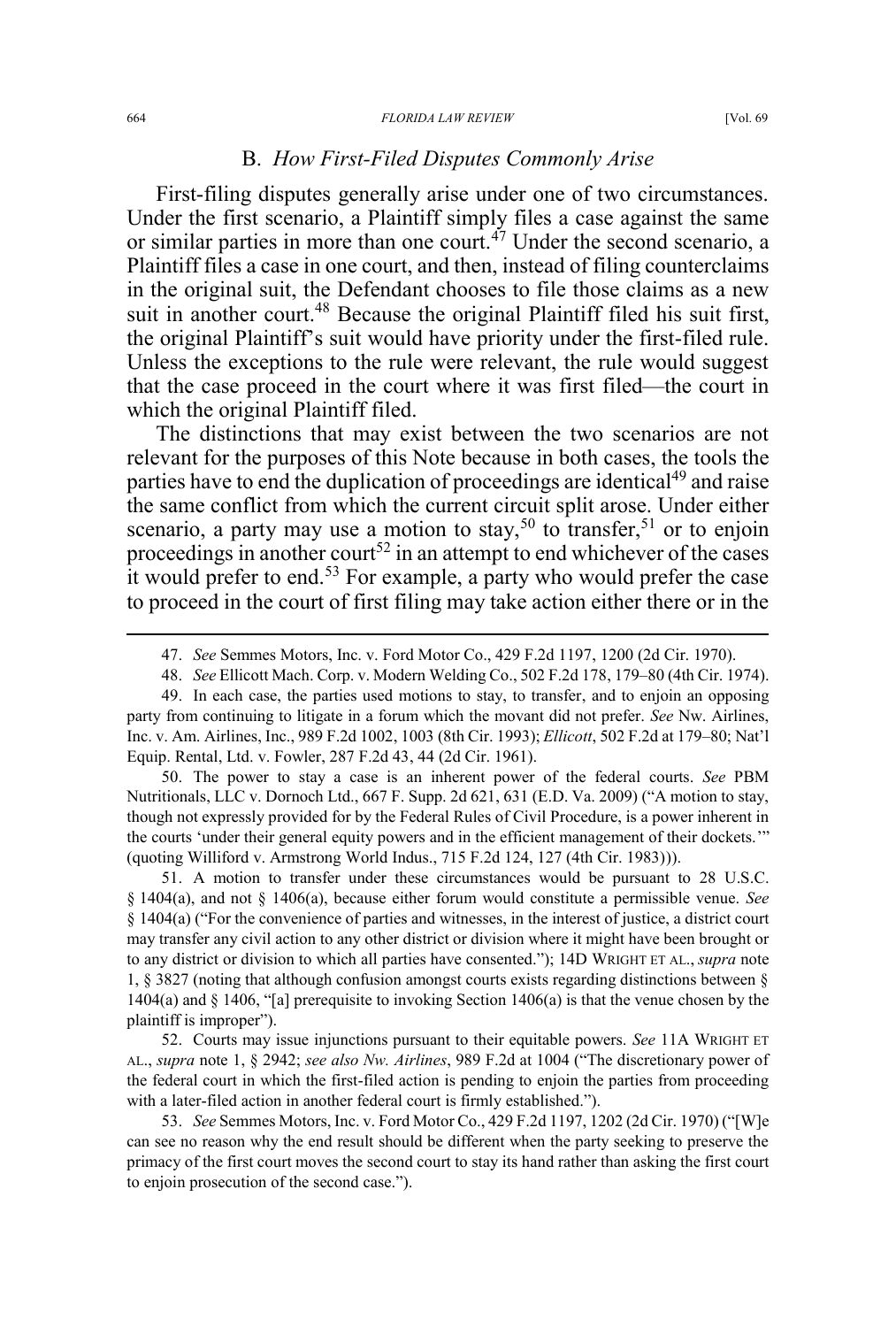### B. *How First-Filed Disputes Commonly Arise*

First-filing disputes generally arise under one of two circumstances. Under the first scenario, a Plaintiff simply files a case against the same or similar parties in more than one court.[47] Under the second scenario, a Plaintiff files a case in one court, and then, instead of filing counterclaims in the original suit, the Defendant chooses to file those claims as a new suit in another court.[48] Because the original Plaintiff filed his suit first, the original Plaintiff's suit would have priority under the first-filed rule. Unless the exceptions to the rule were relevant, the rule would suggest that the case proceed in the court where it was first filed—the court in which the original Plaintiff filed.

The distinctions that may exist between the two scenarios are not relevant for the purposes of this Note because in both cases, the tools the parties have to end the duplication of proceedings are identical[49] and raise the same conflict from which the current circuit split arose. Under either scenario, a party may use a motion to stay,[50] to transfer,[51] or to enjoin proceedings in another court[52] in an attempt to end whichever of the cases it would prefer to end.[53] For example, a party who would prefer the case to proceed in the court of first filing may take action either there or in the

---

47. *See* Semmes Motors, Inc. v. Ford Motor Co., 429 F.2d 1197, 1200 (2d Cir. 1970).

48. *See* Ellicott Mach. Corp. v. Modern Welding Co., 502 F.2d 178, 179–80 (4th Cir. 1974).

49. In each case, the parties used motions to stay, to transfer, and to enjoin an opposing party from continuing to litigate in a forum which the movant did not prefer. *See* Nw. Airlines, Inc. v. Am. Airlines, Inc., 989 F.2d 1002, 1003 (8th Cir. 1993); *Ellicott*, 502 F.2d at 179–80; Nat'l Equip. Rental, Ltd. v. Fowler, 287 F.2d 43, 44 (2d Cir. 1961).

50. The power to stay a case is an inherent power of the federal courts. *See* PBM Nutritionals, LLC v. Dornoch Ltd., 667 F. Supp. 2d 621, 631 (E.D. Va. 2009) ("A motion to stay, though not expressly provided for by the Federal Rules of Civil Procedure, is a power inherent in the courts 'under their general equity powers and in the efficient management of their dockets.'" (quoting Williford v. Armstrong World Indus., 715 F.2d 124, 127 (4th Cir. 1983))).

51. A motion to transfer under these circumstances would be pursuant to 28 U.S.C. § 1404(a), and not § 1406(a), because either forum would constitute a permissible venue. *See* § 1404(a) ("For the convenience of parties and witnesses, in the interest of justice, a district court may transfer any civil action to any other district or division where it might have been brought or to any district or division to which all parties have consented."); 14D WRIGHT ET AL., *supra* note 1, § 3827 (noting that although confusion amongst courts exists regarding distinctions between § 1404(a) and § 1406, "[a] prerequisite to invoking Section 1406(a) is that the venue chosen by the plaintiff is improper").

52. Courts may issue injunctions pursuant to their equitable powers. *See* 11A WRIGHT ET AL., *supra* note 1, § 2942; *see also Nw. Airlines*, 989 F.2d at 1004 ("The discretionary power of the federal court in which the first-filed action is pending to enjoin the parties from proceeding with a later-filed action in another federal court is firmly established.").

53. *See* Semmes Motors, Inc. v. Ford Motor Co., 429 F.2d 1197, 1202 (2d Cir. 1970) ("[W]e can see no reason why the end result should be different when the party seeking to preserve the primacy of the first court moves the second court to stay its hand rather than asking the first court to enjoin prosecution of the second case.").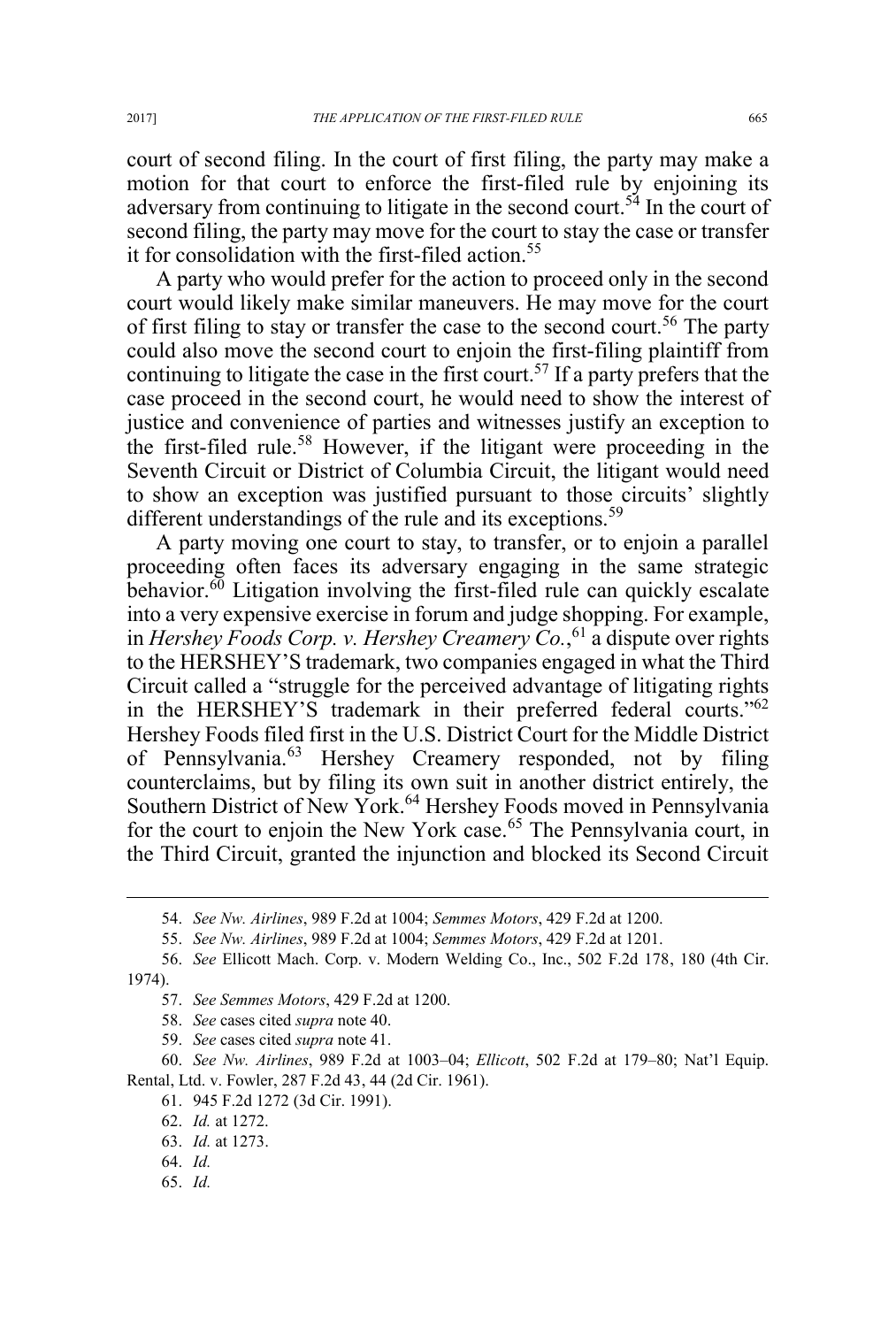court of second filing. In the court of first filing, the party may make a motion for that court to enforce the first-filed rule by enjoining its adversary from continuing to litigate in the second court.[54] In the court of second filing, the party may move for the court to stay the case or transfer it for consolidation with the first-filed action.[55]

A party who would prefer for the action to proceed only in the second court would likely make similar maneuvers. He may move for the court of first filing to stay or transfer the case to the second court.[56] The party could also move the second court to enjoin the first-filing plaintiff from continuing to litigate the case in the first court.[57] If a party prefers that the case proceed in the second court, he would need to show the interest of justice and convenience of parties and witnesses justify an exception to the first-filed rule.[58] However, if the litigant were proceeding in the Seventh Circuit or District of Columbia Circuit, the litigant would need to show an exception was justified pursuant to those circuits' slightly different understandings of the rule and its exceptions.[59]

A party moving one court to stay, to transfer, or to enjoin a parallel proceeding often faces its adversary engaging in the same strategic behavior.[60] Litigation involving the first-filed rule can quickly escalate into a very expensive exercise in forum and judge shopping. For example, in *Hershey Foods Corp. v. Hershey Creamery Co.*,[61] a dispute over rights to the HERSHEY'S trademark, two companies engaged in what the Third Circuit called a "struggle for the perceived advantage of litigating rights in the HERSHEY'S trademark in their preferred federal courts."[62] Hershey Foods filed first in the U.S. District Court for the Middle District of Pennsylvania.[63] Hershey Creamery responded, not by filing counterclaims, but by filing its own suit in another district entirely, the Southern District of New York.[64] Hershey Foods moved in Pennsylvania for the court to enjoin the New York case.[65] The Pennsylvania court, in the Third Circuit, granted the injunction and blocked its Second Circuit

---

54. *See Nw. Airlines*, 989 F.2d at 1004; *Semmes Motors*, 429 F.2d at 1200.

55. *See Nw. Airlines*, 989 F.2d at 1004; *Semmes Motors*, 429 F.2d at 1201.

56. *See* Ellicott Mach. Corp. v. Modern Welding Co., Inc., 502 F.2d 178, 180 (4th Cir. 1974).

57. *See Semmes Motors*, 429 F.2d at 1200.

58. *See* cases cited *supra* note 40.

59. *See* cases cited *supra* note 41.

60. *See Nw. Airlines*, 989 F.2d at 1003–04; *Ellicott*, 502 F.2d at 179–80; Nat'l Equip. Rental, Ltd. v. Fowler, 287 F.2d 43, 44 (2d Cir. 1961).

61. 945 F.2d 1272 (3d Cir. 1991).

62. *Id.* at 1272.

63. *Id.* at 1273.

64. *Id.*

65. *Id.*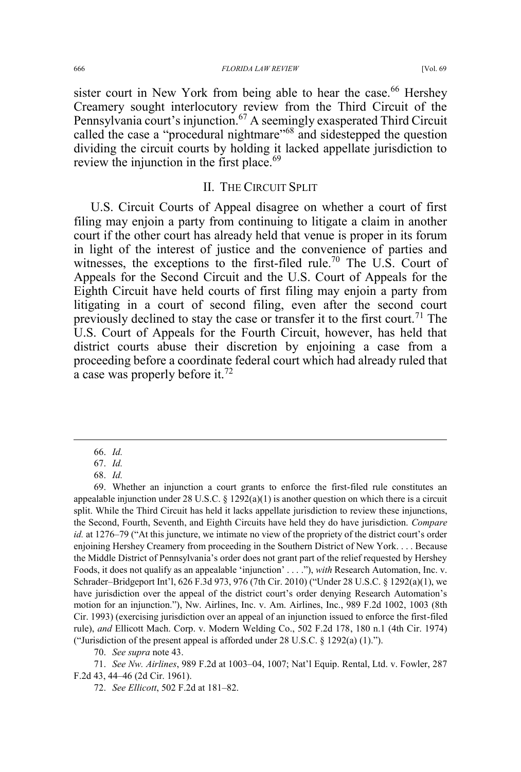sister court in New York from being able to hear the case.[66] Hershey Creamery sought interlocutory review from the Third Circuit of the Pennsylvania court's injunction.[67] A seemingly exasperated Third Circuit called the case a "procedural nightmare"[68] and sidestepped the question dividing the circuit courts by holding it lacked appellate jurisdiction to review the injunction in the first place.[69]

## II. THE CIRCUIT SPLIT

U.S. Circuit Courts of Appeal disagree on whether a court of first filing may enjoin a party from continuing to litigate a claim in another court if the other court has already held that venue is proper in its forum in light of the interest of justice and the convenience of parties and witnesses, the exceptions to the first-filed rule.[70] The U.S. Court of Appeals for the Second Circuit and the U.S. Court of Appeals for the Eighth Circuit have held courts of first filing may enjoin a party from litigating in a court of second filing, even after the second court previously declined to stay the case or transfer it to the first court.[71] The U.S. Court of Appeals for the Fourth Circuit, however, has held that district courts abuse their discretion by enjoining a case from a proceeding before a coordinate federal court which had already ruled that a case was properly before it.[72]

---

66. *Id.*

67. *Id.*

68. *Id.*

69. Whether an injunction a court grants to enforce the first-filed rule constitutes an appealable injunction under 28 U.S.C. § 1292(a)(1) is another question on which there is a circuit split. While the Third Circuit has held it lacks appellate jurisdiction to review these injunctions, the Second, Fourth, Seventh, and Eighth Circuits have held they do have jurisdiction. *Compare id.* at 1276–79 ("At this juncture, we intimate no view of the propriety of the district court's order enjoining Hershey Creamery from proceeding in the Southern District of New York. . . . Because the Middle District of Pennsylvania's order does not grant part of the relief requested by Hershey Foods, it does not qualify as an appealable 'injunction' . . . ."), *with* Research Automation, Inc. v. Schrader–Bridgeport Int'l, 626 F.3d 973, 976 (7th Cir. 2010) ("Under 28 U.S.C. § 1292(a)(1), we have jurisdiction over the appeal of the district court's order denying Research Automation's motion for an injunction."), Nw. Airlines, Inc. v. Am. Airlines, Inc., 989 F.2d 1002, 1003 (8th Cir. 1993) (exercising jurisdiction over an appeal of an injunction issued to enforce the first-filed rule), *and* Ellicott Mach. Corp. v. Modern Welding Co., 502 F.2d 178, 180 n.1 (4th Cir. 1974) ("Jurisdiction of the present appeal is afforded under 28 U.S.C. § 1292(a) (1).").

70. *See supra* note 43.

71. *See Nw. Airlines*, 989 F.2d at 1003–04, 1007; Nat'l Equip. Rental, Ltd. v. Fowler, 287 F.2d 43, 44–46 (2d Cir. 1961).

72. *See Ellicott*, 502 F.2d at 181–82.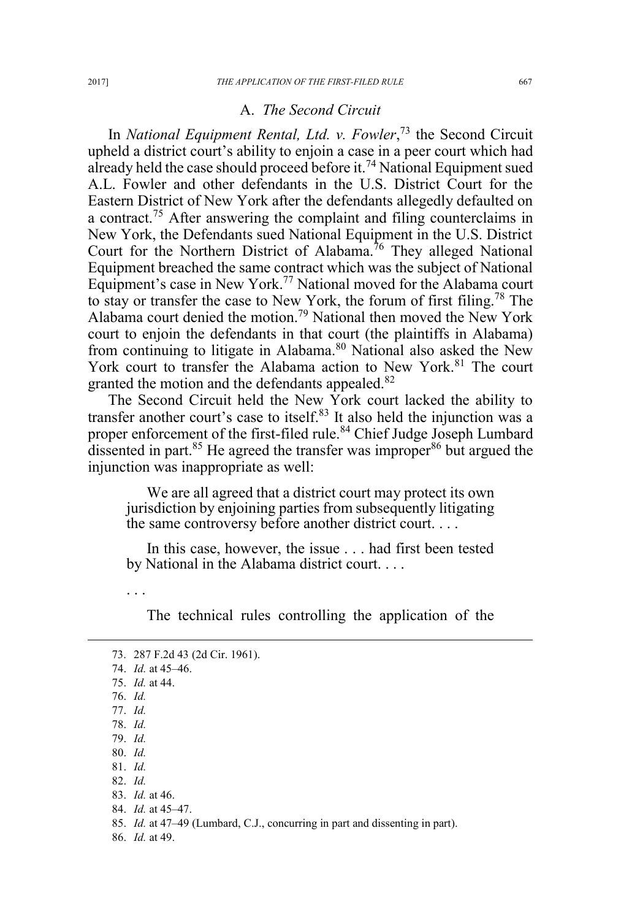### A. *The Second Circuit*

In *National Equipment Rental, Ltd. v. Fowler*,[73] the Second Circuit upheld a district court's ability to enjoin a case in a peer court which had already held the case should proceed before it.[74] National Equipment sued A.L. Fowler and other defendants in the U.S. District Court for the Eastern District of New York after the defendants allegedly defaulted on a contract.[75] After answering the complaint and filing counterclaims in New York, the Defendants sued National Equipment in the U.S. District Court for the Northern District of Alabama.[76] They alleged National Equipment breached the same contract which was the subject of National Equipment's case in New York.[77] National moved for the Alabama court to stay or transfer the case to New York, the forum of first filing.[78] The Alabama court denied the motion.[79] National then moved the New York court to enjoin the defendants in that court (the plaintiffs in Alabama) from continuing to litigate in Alabama.[80] National also asked the New York court to transfer the Alabama action to New York.[81] The court granted the motion and the defendants appealed.[82]

The Second Circuit held the New York court lacked the ability to transfer another court's case to itself.[83] It also held the injunction was a proper enforcement of the first-filed rule.[84] Chief Judge Joseph Lumbard dissented in part.[85] He agreed the transfer was improper[86] but argued the injunction was inappropriate as well:

> We are all agreed that a district court may protect its own jurisdiction by enjoining parties from subsequently litigating the same controversy before another district court. . . .
>
> In this case, however, the issue . . . had first been tested by National in the Alabama district court. . . .
>
> . . .
>
> The technical rules controlling the application of the

73. 287 F.2d 43 (2d Cir. 1961).
74. *Id.* at 45–46.
75. *Id.* at 44.
76. *Id.*
77. *Id.*
78. *Id.*
79. *Id.*
80. *Id.*
81. *Id.*
82. *Id.*
83. *Id.* at 46.
84. *Id.* at 45–47.
85. *Id.* at 47–49 (Lumbard, C.J., concurring in part and dissenting in part).
86. *Id.* at 49.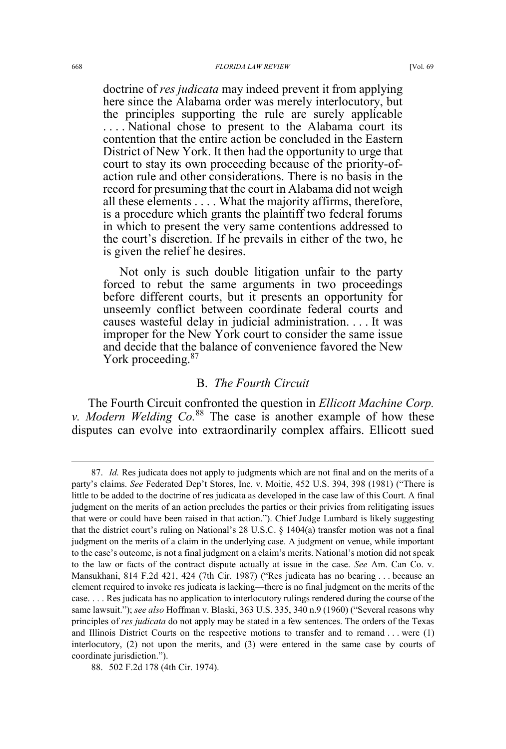doctrine of *res judicata* may indeed prevent it from applying here since the Alabama order was merely interlocutory, but the principles supporting the rule are surely applicable . . . . National chose to present to the Alabama court its contention that the entire action be concluded in the Eastern District of New York. It then had the opportunity to urge that court to stay its own proceeding because of the priority-of-action rule and other considerations. There is no basis in the record for presuming that the court in Alabama did not weigh all these elements . . . . What the majority affirms, therefore, is a procedure which grants the plaintiff two federal forums in which to present the very same contentions addressed to the court's discretion. If he prevails in either of the two, he is given the relief he desires.

> Not only is such double litigation unfair to the party forced to rebut the same arguments in two proceedings before different courts, but it presents an opportunity for unseemly conflict between coordinate federal courts and causes wasteful delay in judicial administration. . . . It was improper for the New York court to consider the same issue and decide that the balance of convenience favored the New York proceeding.[87]

## B. *The Fourth Circuit*

The Fourth Circuit confronted the question in *Ellicott Machine Corp. v. Modern Welding Co.*[88] The case is another example of how these disputes can evolve into extraordinarily complex affairs. Ellicott sued

---

87. *Id.* Res judicata does not apply to judgments which are not final and on the merits of a party's claims. *See* Federated Dep't Stores, Inc. v. Moitie, 452 U.S. 394, 398 (1981) ("There is little to be added to the doctrine of res judicata as developed in the case law of this Court. A final judgment on the merits of an action precludes the parties or their privies from relitigating issues that were or could have been raised in that action."). Chief Judge Lumbard is likely suggesting that the district court's ruling on National's 28 U.S.C. § 1404(a) transfer motion was not a final judgment on the merits of a claim in the underlying case. A judgment on venue, while important to the case's outcome, is not a final judgment on a claim's merits. National's motion did not speak to the law or facts of the contract dispute actually at issue in the case. *See* Am. Can Co. v. Mansukhani, 814 F.2d 421, 424 (7th Cir. 1987) ("Res judicata has no bearing . . . because an element required to invoke res judicata is lacking—there is no final judgment on the merits of the case. . . . Res judicata has no application to interlocutory rulings rendered during the course of the same lawsuit."); *see also* Hoffman v. Blaski, 363 U.S. 335, 340 n.9 (1960) ("Several reasons why principles of *res judicata* do not apply may be stated in a few sentences. The orders of the Texas and Illinois District Courts on the respective motions to transfer and to remand . . . were (1) interlocutory, (2) not upon the merits, and (3) were entered in the same case by courts of coordinate jurisdiction.").

88. 502 F.2d 178 (4th Cir. 1974).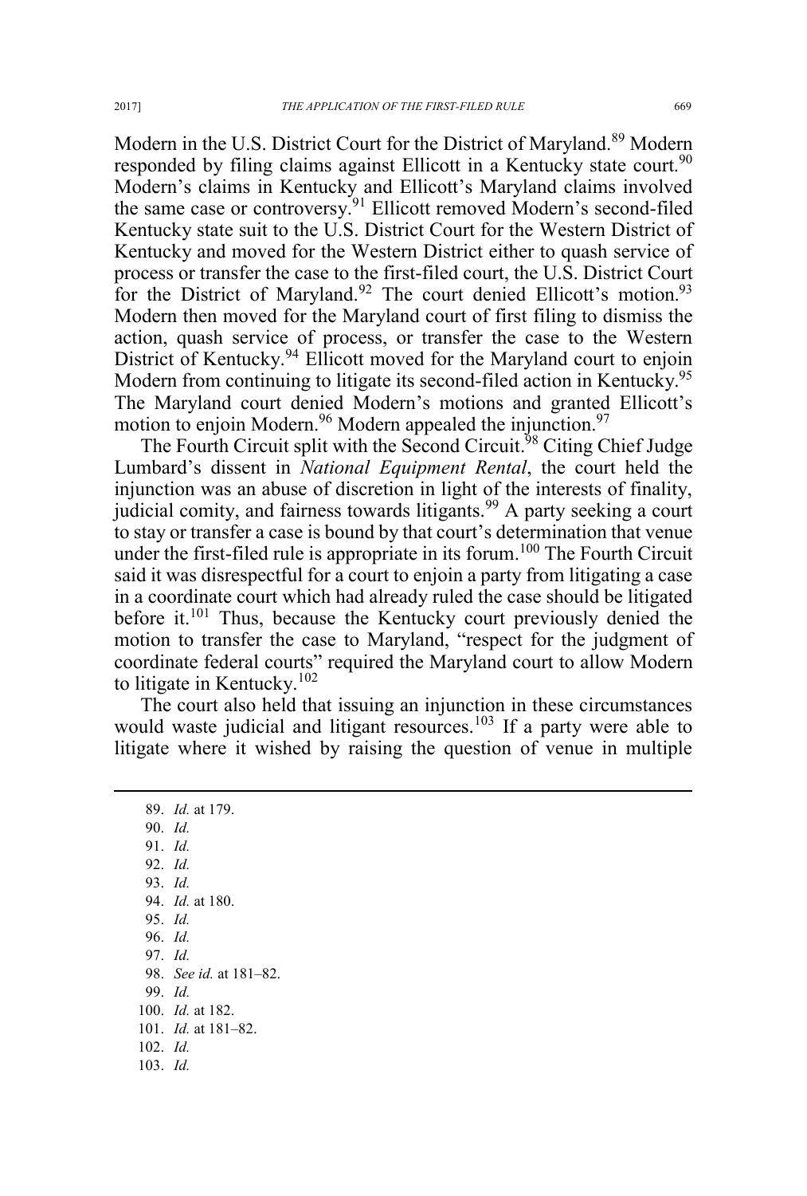Modern in the U.S. District Court for the District of Maryland.[89] Modern responded by filing claims against Ellicott in a Kentucky state court.[90] Modern's claims in Kentucky and Ellicott's Maryland claims involved the same case or controversy.[91] Ellicott removed Modern's second-filed Kentucky state suit to the U.S. District Court for the Western District of Kentucky and moved for the Western District either to quash service of process or transfer the case to the first-filed court, the U.S. District Court for the District of Maryland.[92] The court denied Ellicott's motion.[93] Modern then moved for the Maryland court of first filing to dismiss the action, quash service of process, or transfer the case to the Western District of Kentucky.[94] Ellicott moved for the Maryland court to enjoin Modern from continuing to litigate its second-filed action in Kentucky.[95] The Maryland court denied Modern's motions and granted Ellicott's motion to enjoin Modern.[96] Modern appealed the injunction.[97]

The Fourth Circuit split with the Second Circuit.[98] Citing Chief Judge Lumbard's dissent in *National Equipment Rental*, the court held the injunction was an abuse of discretion in light of the interests of finality, judicial comity, and fairness towards litigants.[99] A party seeking a court to stay or transfer a case is bound by that court's determination that venue under the first-filed rule is appropriate in its forum.[100] The Fourth Circuit said it was disrespectful for a court to enjoin a party from litigating a case in a coordinate court which had already ruled the case should be litigated before it.[101] Thus, because the Kentucky court previously denied the motion to transfer the case to Maryland, "respect for the judgment of coordinate federal courts" required the Maryland court to allow Modern to litigate in Kentucky.[102]

The court also held that issuing an injunction in these circumstances would waste judicial and litigant resources.[103] If a party were able to litigate where it wished by raising the question of venue in multiple

---

89. *Id.* at 179.
90. *Id.*
91. *Id.*
92. *Id.*
93. *Id.*
94. *Id.* at 180.
95. *Id.*
96. *Id.*
97. *Id.*
98. *See id.* at 181–82.
99. *Id.*
100. *Id.* at 182.
101. *Id.* at 181–82.
102. *Id.*
103. *Id.*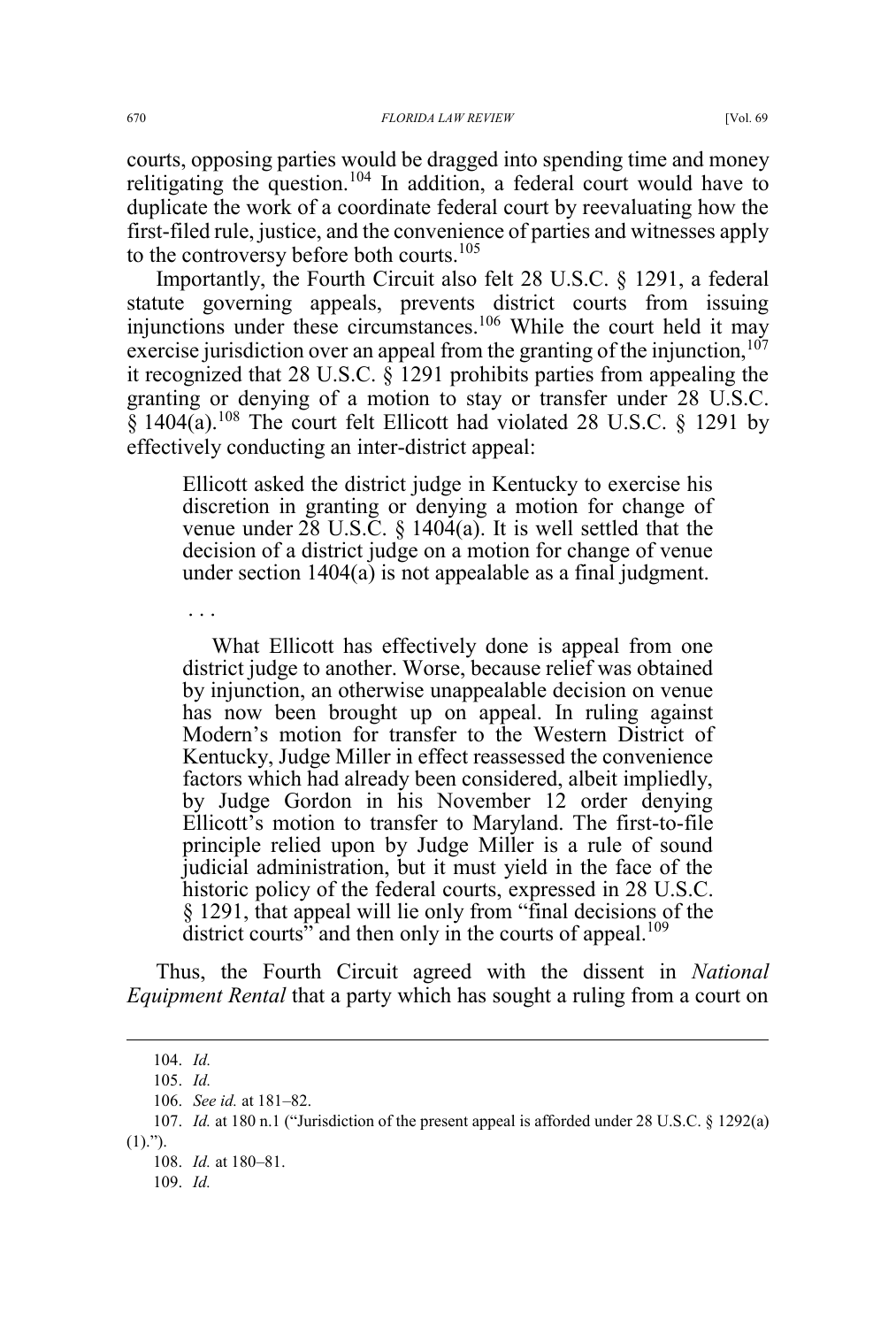courts, opposing parties would be dragged into spending time and money relitigating the question.[104] In addition, a federal court would have to duplicate the work of a coordinate federal court by reevaluating how the first-filed rule, justice, and the convenience of parties and witnesses apply to the controversy before both courts.[105]

Importantly, the Fourth Circuit also felt 28 U.S.C. § 1291, a federal statute governing appeals, prevents district courts from issuing injunctions under these circumstances.[106] While the court held it may exercise jurisdiction over an appeal from the granting of the injunction,[107] it recognized that 28 U.S.C. § 1291 prohibits parties from appealing the granting or denying of a motion to stay or transfer under 28 U.S.C. § 1404(a).[108] The court felt Ellicott had violated 28 U.S.C. § 1291 by effectively conducting an inter-district appeal:

> Ellicott asked the district judge in Kentucky to exercise his discretion in granting or denying a motion for change of venue under 28 U.S.C. § 1404(a). It is well settled that the decision of a district judge on a motion for change of venue under section 1404(a) is not appealable as a final judgment.
>
> . . .
>
> What Ellicott has effectively done is appeal from one district judge to another. Worse, because relief was obtained by injunction, an otherwise unappealable decision on venue has now been brought up on appeal. In ruling against Modern's motion for transfer to the Western District of Kentucky, Judge Miller in effect reassessed the convenience factors which had already been considered, albeit impliedly, by Judge Gordon in his November 12 order denying Ellicott's motion to transfer to Maryland. The first-to-file principle relied upon by Judge Miller is a rule of sound judicial administration, but it must yield in the face of the historic policy of the federal courts, expressed in 28 U.S.C. § 1291, that appeal will lie only from "final decisions of the district courts" and then only in the courts of appeal.[109]

Thus, the Fourth Circuit agreed with the dissent in *National Equipment Rental* that a party which has sought a ruling from a court on

---

104. *Id.*

105. *Id.*

106. *See id.* at 181–82.

107. *Id.* at 180 n.1 ("Jurisdiction of the present appeal is afforded under 28 U.S.C. § 1292(a)(1).").

108. *Id.* at 180–81.

109. *Id.*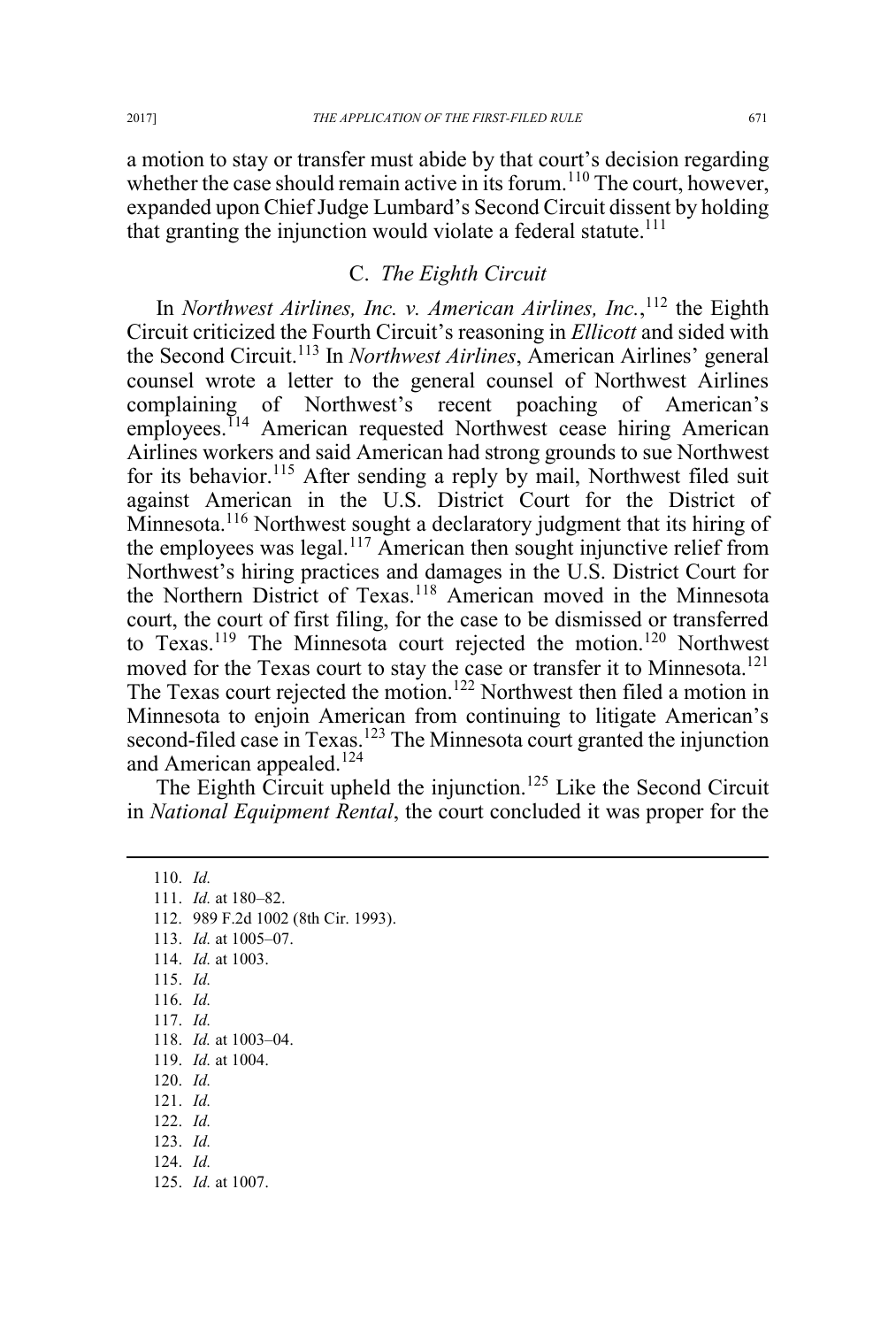a motion to stay or transfer must abide by that court's decision regarding whether the case should remain active in its forum.[110] The court, however, expanded upon Chief Judge Lumbard's Second Circuit dissent by holding that granting the injunction would violate a federal statute.[111]

### C. *The Eighth Circuit*

In *Northwest Airlines, Inc. v. American Airlines, Inc.*,[112] the Eighth Circuit criticized the Fourth Circuit's reasoning in *Ellicott* and sided with the Second Circuit.[113] In *Northwest Airlines*, American Airlines' general counsel wrote a letter to the general counsel of Northwest Airlines complaining of Northwest's recent poaching of American's employees.[114] American requested Northwest cease hiring American Airlines workers and said American had strong grounds to sue Northwest for its behavior.[115] After sending a reply by mail, Northwest filed suit against American in the U.S. District Court for the District of Minnesota.[116] Northwest sought a declaratory judgment that its hiring of the employees was legal.[117] American then sought injunctive relief from Northwest's hiring practices and damages in the U.S. District Court for the Northern District of Texas.[118] American moved in the Minnesota court, the court of first filing, for the case to be dismissed or transferred to Texas.[119] The Minnesota court rejected the motion.[120] Northwest moved for the Texas court to stay the case or transfer it to Minnesota.[121] The Texas court rejected the motion.[122] Northwest then filed a motion in Minnesota to enjoin American from continuing to litigate American's second-filed case in Texas.[123] The Minnesota court granted the injunction and American appealed.[124]

The Eighth Circuit upheld the injunction.[125] Like the Second Circuit in *National Equipment Rental*, the court concluded it was proper for the

---

110. *Id.*
111. *Id.* at 180–82.
112. 989 F.2d 1002 (8th Cir. 1993).
113. *Id.* at 1005–07.
114. *Id.* at 1003.
115. *Id.*
116. *Id.*
117. *Id.*
118. *Id.* at 1003–04.
119. *Id.* at 1004.
120. *Id.*
121. *Id.*
122. *Id.*
123. *Id.*
124. *Id.*
125. *Id.* at 1007.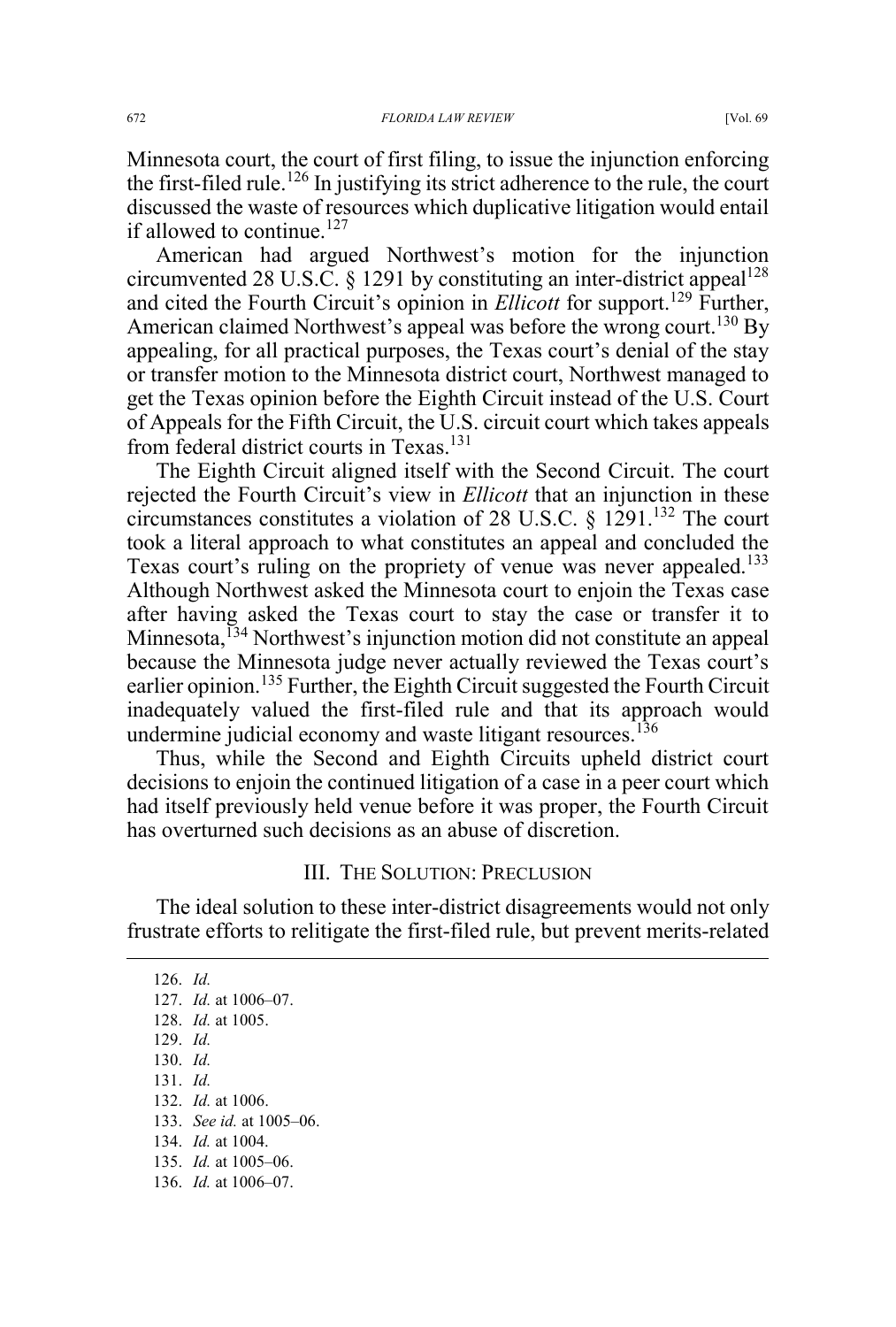Minnesota court, the court of first filing, to issue the injunction enforcing the first-filed rule.[126] In justifying its strict adherence to the rule, the court discussed the waste of resources which duplicative litigation would entail if allowed to continue.[127]

American had argued Northwest's motion for the injunction circumvented 28 U.S.C. § 1291 by constituting an inter-district appeal[128] and cited the Fourth Circuit's opinion in *Ellicott* for support.[129] Further, American claimed Northwest's appeal was before the wrong court.[130] By appealing, for all practical purposes, the Texas court's denial of the stay or transfer motion to the Minnesota district court, Northwest managed to get the Texas opinion before the Eighth Circuit instead of the U.S. Court of Appeals for the Fifth Circuit, the U.S. circuit court which takes appeals from federal district courts in Texas.[131]

The Eighth Circuit aligned itself with the Second Circuit. The court rejected the Fourth Circuit's view in *Ellicott* that an injunction in these circumstances constitutes a violation of 28 U.S.C. § 1291.[132] The court took a literal approach to what constitutes an appeal and concluded the Texas court's ruling on the propriety of venue was never appealed.[133] Although Northwest asked the Minnesota court to enjoin the Texas case after having asked the Texas court to stay the case or transfer it to Minnesota,[134] Northwest's injunction motion did not constitute an appeal because the Minnesota judge never actually reviewed the Texas court's earlier opinion.[135] Further, the Eighth Circuit suggested the Fourth Circuit inadequately valued the first-filed rule and that its approach would undermine judicial economy and waste litigant resources.[136]

Thus, while the Second and Eighth Circuits upheld district court decisions to enjoin the continued litigation of a case in a peer court which had itself previously held venue before it was proper, the Fourth Circuit has overturned such decisions as an abuse of discretion.

## III. The Solution: Preclusion

The ideal solution to these inter-district disagreements would not only frustrate efforts to relitigate the first-filed rule, but prevent merits-related

---

126. *Id.*
127. *Id.* at 1006–07.
128. *Id.* at 1005.
129. *Id.*
130. *Id.*
131. *Id.*
132. *Id.* at 1006.
133. *See id.* at 1005–06.
134. *Id.* at 1004.
135. *Id.* at 1005–06.
136. *Id.* at 1006–07.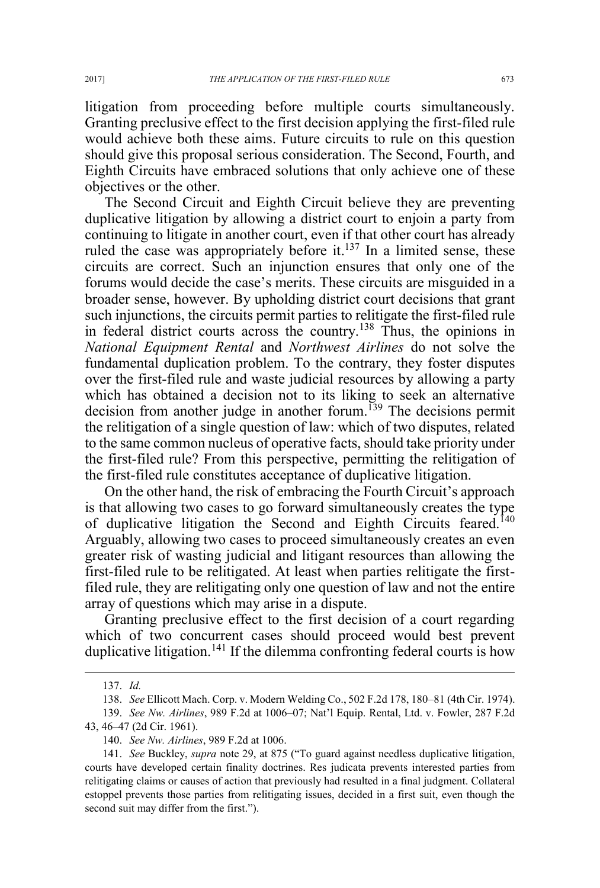litigation from proceeding before multiple courts simultaneously. Granting preclusive effect to the first decision applying the first-filed rule would achieve both these aims. Future circuits to rule on this question should give this proposal serious consideration. The Second, Fourth, and Eighth Circuits have embraced solutions that only achieve one of these objectives or the other.

The Second Circuit and Eighth Circuit believe they are preventing duplicative litigation by allowing a district court to enjoin a party from continuing to litigate in another court, even if that other court has already ruled the case was appropriately before it.[137] In a limited sense, these circuits are correct. Such an injunction ensures that only one of the forums would decide the case's merits. These circuits are misguided in a broader sense, however. By upholding district court decisions that grant such injunctions, the circuits permit parties to relitigate the first-filed rule in federal district courts across the country.[138] Thus, the opinions in *National Equipment Rental* and *Northwest Airlines* do not solve the fundamental duplication problem. To the contrary, they foster disputes over the first-filed rule and waste judicial resources by allowing a party which has obtained a decision not to its liking to seek an alternative decision from another judge in another forum.[139] The decisions permit the relitigation of a single question of law: which of two disputes, related to the same common nucleus of operative facts, should take priority under the first-filed rule? From this perspective, permitting the relitigation of the first-filed rule constitutes acceptance of duplicative litigation.

On the other hand, the risk of embracing the Fourth Circuit's approach is that allowing two cases to go forward simultaneously creates the type of duplicative litigation the Second and Eighth Circuits feared.[140] Arguably, allowing two cases to proceed simultaneously creates an even greater risk of wasting judicial and litigant resources than allowing the first-filed rule to be relitigated. At least when parties relitigate the first-filed rule, they are relitigating only one question of law and not the entire array of questions which may arise in a dispute.

Granting preclusive effect to the first decision of a court regarding which of two concurrent cases should proceed would best prevent duplicative litigation.[141] If the dilemma confronting federal courts is how

---

137. *Id.*

138. *See* Ellicott Mach. Corp. v. Modern Welding Co., 502 F.2d 178, 180–81 (4th Cir. 1974).

139. *See Nw. Airlines*, 989 F.2d at 1006–07; Nat'l Equip. Rental, Ltd. v. Fowler, 287 F.2d 43, 46–47 (2d Cir. 1961).

140. *See Nw. Airlines*, 989 F.2d at 1006.

141. *See* Buckley, *supra* note 29, at 875 ("To guard against needless duplicative litigation, courts have developed certain finality doctrines. Res judicata prevents interested parties from relitigating claims or causes of action that previously had resulted in a final judgment. Collateral estoppel prevents those parties from relitigating issues, decided in a first suit, even though the second suit may differ from the first.").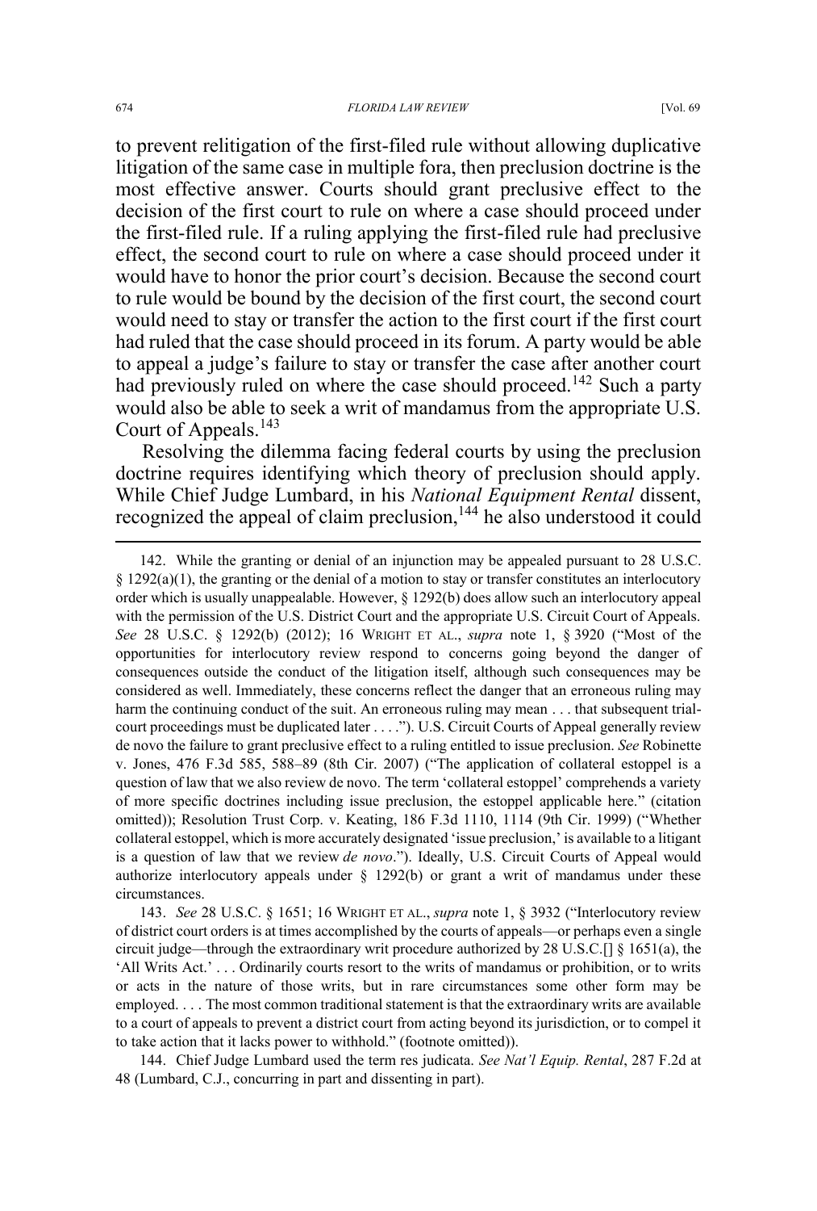to prevent relitigation of the first-filed rule without allowing duplicative litigation of the same case in multiple fora, then preclusion doctrine is the most effective answer. Courts should grant preclusive effect to the decision of the first court to rule on where a case should proceed under the first-filed rule. If a ruling applying the first-filed rule had preclusive effect, the second court to rule on where a case should proceed under it would have to honor the prior court's decision. Because the second court to rule would be bound by the decision of the first court, the second court would need to stay or transfer the action to the first court if the first court had ruled that the case should proceed in its forum. A party would be able to appeal a judge's failure to stay or transfer the case after another court had previously ruled on where the case should proceed.[142] Such a party would also be able to seek a writ of mandamus from the appropriate U.S. Court of Appeals.[143]

Resolving the dilemma facing federal courts by using the preclusion doctrine requires identifying which theory of preclusion should apply. While Chief Judge Lumbard, in his *National Equipment Rental* dissent, recognized the appeal of claim preclusion,[144] he also understood it could

---

142. While the granting or denial of an injunction may be appealed pursuant to 28 U.S.C. § 1292(a)(1), the granting or the denial of a motion to stay or transfer constitutes an interlocutory order which is usually unappealable. However, § 1292(b) does allow such an interlocutory appeal with the permission of the U.S. District Court and the appropriate U.S. Circuit Court of Appeals. *See* 28 U.S.C. § 1292(b) (2012); 16 WRIGHT ET AL., *supra* note 1, § 3920 ("Most of the opportunities for interlocutory review respond to concerns going beyond the danger of consequences outside the conduct of the litigation itself, although such consequences may be considered as well. Immediately, these concerns reflect the danger that an erroneous ruling may harm the continuing conduct of the suit. An erroneous ruling may mean . . . that subsequent trial-court proceedings must be duplicated later . . . ."). U.S. Circuit Courts of Appeal generally review de novo the failure to grant preclusive effect to a ruling entitled to issue preclusion. *See* Robinette v. Jones, 476 F.3d 585, 588–89 (8th Cir. 2007) ("The application of collateral estoppel is a question of law that we also review de novo. The term 'collateral estoppel' comprehends a variety of more specific doctrines including issue preclusion, the estoppel applicable here." (citation omitted)); Resolution Trust Corp. v. Keating, 186 F.3d 1110, 1114 (9th Cir. 1999) ("Whether collateral estoppel, which is more accurately designated 'issue preclusion,' is available to a litigant is a question of law that we review *de novo*."). Ideally, U.S. Circuit Courts of Appeal would authorize interlocutory appeals under § 1292(b) or grant a writ of mandamus under these circumstances.

143. *See* 28 U.S.C. § 1651; 16 WRIGHT ET AL., *supra* note 1, § 3932 ("Interlocutory review of district court orders is at times accomplished by the courts of appeals—or perhaps even a single circuit judge—through the extraordinary writ procedure authorized by 28 U.S.C.[] § 1651(a), the 'All Writs Act.' . . . Ordinarily courts resort to the writs of mandamus or prohibition, or to writs or acts in the nature of those writs, but in rare circumstances some other form may be employed. . . . The most common traditional statement is that the extraordinary writs are available to a court of appeals to prevent a district court from acting beyond its jurisdiction, or to compel it to take action that it lacks power to withhold." (footnote omitted)).

144. Chief Judge Lumbard used the term res judicata. *See Nat'l Equip. Rental*, 287 F.2d at 48 (Lumbard, C.J., concurring in part and dissenting in part).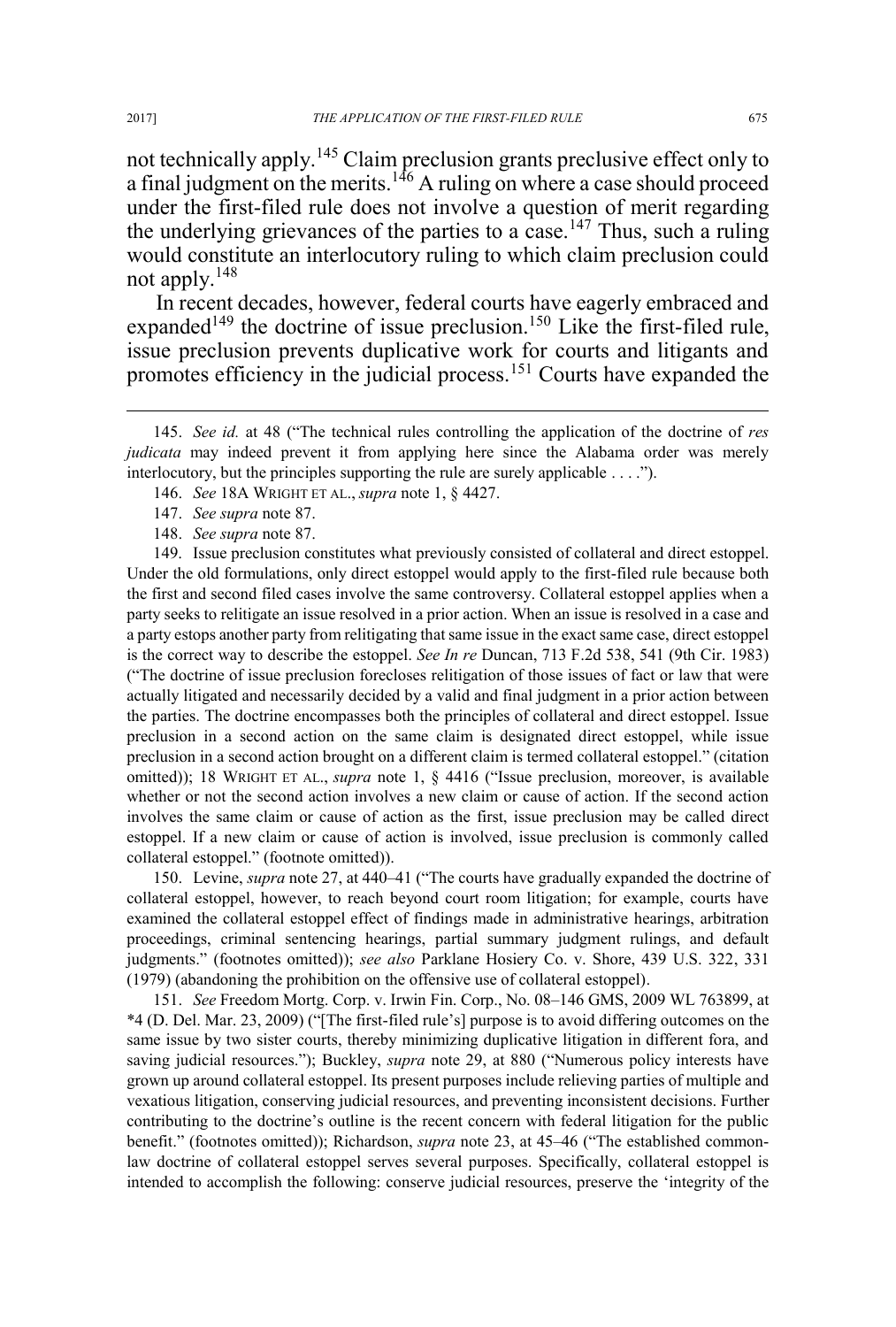not technically apply.[145] Claim preclusion grants preclusive effect only to a final judgment on the merits.[146] A ruling on where a case should proceed under the first-filed rule does not involve a question of merit regarding the underlying grievances of the parties to a case.[147] Thus, such a ruling would constitute an interlocutory ruling to which claim preclusion could not apply.[148]

In recent decades, however, federal courts have eagerly embraced and expanded[149] the doctrine of issue preclusion.[150] Like the first-filed rule, issue preclusion prevents duplicative work for courts and litigants and promotes efficiency in the judicial process.[151] Courts have expanded the

---

145. *See id.* at 48 ("The technical rules controlling the application of the doctrine of *res judicata* may indeed prevent it from applying here since the Alabama order was merely interlocutory, but the principles supporting the rule are surely applicable . . . .").

146. *See* 18A WRIGHT ET AL., *supra* note 1, § 4427.

147. *See supra* note 87.

148. *See supra* note 87.

149. Issue preclusion constitutes what previously consisted of collateral and direct estoppel. Under the old formulations, only direct estoppel would apply to the first-filed rule because both the first and second filed cases involve the same controversy. Collateral estoppel applies when a party seeks to relitigate an issue resolved in a prior action. When an issue is resolved in a case and a party estops another party from relitigating that same issue in the exact same case, direct estoppel is the correct way to describe the estoppel. *See In re* Duncan, 713 F.2d 538, 541 (9th Cir. 1983) ("The doctrine of issue preclusion forecloses relitigation of those issues of fact or law that were actually litigated and necessarily decided by a valid and final judgment in a prior action between the parties. The doctrine encompasses both the principles of collateral and direct estoppel. Issue preclusion in a second action on the same claim is designated direct estoppel, while issue preclusion in a second action brought on a different claim is termed collateral estoppel." (citation omitted)); 18 WRIGHT ET AL., *supra* note 1, § 4416 ("Issue preclusion, moreover, is available whether or not the second action involves a new claim or cause of action. If the second action involves the same claim or cause of action as the first, issue preclusion may be called direct estoppel. If a new claim or cause of action is involved, issue preclusion is commonly called collateral estoppel." (footnote omitted)).

150. Levine, *supra* note 27, at 440–41 ("The courts have gradually expanded the doctrine of collateral estoppel, however, to reach beyond court room litigation; for example, courts have examined the collateral estoppel effect of findings made in administrative hearings, arbitration proceedings, criminal sentencing hearings, partial summary judgment rulings, and default judgments." (footnotes omitted)); *see also* Parklane Hosiery Co. v. Shore, 439 U.S. 322, 331 (1979) (abandoning the prohibition on the offensive use of collateral estoppel).

151. *See* Freedom Mortg. Corp. v. Irwin Fin. Corp., No. 08–146 GMS, 2009 WL 763899, at *4 (D. Del. Mar. 23, 2009) ("[The first-filed rule's] purpose is to avoid differing outcomes on the same issue by two sister courts, thereby minimizing duplicative litigation in different fora, and saving judicial resources."); Buckley, *supra* note 29, at 880 ("Numerous policy interests have grown up around collateral estoppel. Its present purposes include relieving parties of multiple and vexatious litigation, conserving judicial resources, and preventing inconsistent decisions. Further contributing to the doctrine's outline is the recent concern with federal litigation for the public benefit." (footnotes omitted)); Richardson, *supra* note 23, at 45–46 ("The established common-law doctrine of collateral estoppel serves several purposes. Specifically, collateral estoppel is intended to accomplish the following: conserve judicial resources, preserve the 'integrity of the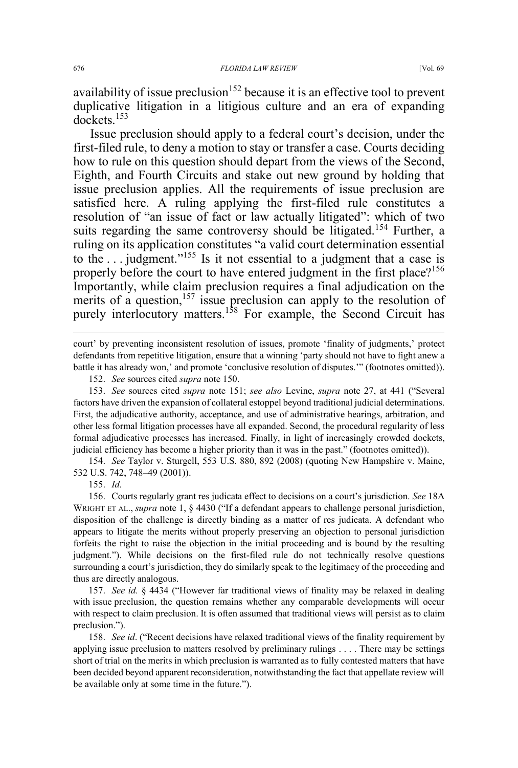availability of issue preclusion[152] because it is an effective tool to prevent duplicative litigation in a litigious culture and an era of expanding dockets.[153]

Issue preclusion should apply to a federal court's decision, under the first-filed rule, to deny a motion to stay or transfer a case. Courts deciding how to rule on this question should depart from the views of the Second, Eighth, and Fourth Circuits and stake out new ground by holding that issue preclusion applies. All the requirements of issue preclusion are satisfied here. A ruling applying the first-filed rule constitutes a resolution of "an issue of fact or law actually litigated": which of two suits regarding the same controversy should be litigated.[154] Further, a ruling on its application constitutes "a valid court determination essential to the . . . judgment."[155] Is it not essential to a judgment that a case is properly before the court to have entered judgment in the first place?[156] Importantly, while claim preclusion requires a final adjudication on the merits of a question,[157] issue preclusion can apply to the resolution of purely interlocutory matters.[158] For example, the Second Circuit has

---

court' by preventing inconsistent resolution of issues, promote 'finality of judgments,' protect defendants from repetitive litigation, ensure that a winning 'party should not have to fight anew a battle it has already won,' and promote 'conclusive resolution of disputes.'" (footnotes omitted)).

152. *See* sources cited *supra* note 150.

153. *See* sources cited *supra* note 151; *see also* Levine, *supra* note 27, at 441 ("Several factors have driven the expansion of collateral estoppel beyond traditional judicial determinations. First, the adjudicative authority, acceptance, and use of administrative hearings, arbitration, and other less formal litigation processes have all expanded. Second, the procedural regularity of less formal adjudicative processes has increased. Finally, in light of increasingly crowded dockets, judicial efficiency has become a higher priority than it was in the past." (footnotes omitted)).

154. *See* Taylor v. Sturgell, 553 U.S. 880, 892 (2008) (quoting New Hampshire v. Maine, 532 U.S. 742, 748–49 (2001)).

155. *Id.*

156. Courts regularly grant res judicata effect to decisions on a court's jurisdiction. *See* 18A WRIGHT ET AL., *supra* note 1, § 4430 ("If a defendant appears to challenge personal jurisdiction, disposition of the challenge is directly binding as a matter of res judicata. A defendant who appears to litigate the merits without properly preserving an objection to personal jurisdiction forfeits the right to raise the objection in the initial proceeding and is bound by the resulting judgment."). While decisions on the first-filed rule do not technically resolve questions surrounding a court's jurisdiction, they do similarly speak to the legitimacy of the proceeding and thus are directly analogous.

157. *See id.* § 4434 ("However far traditional views of finality may be relaxed in dealing with issue preclusion, the question remains whether any comparable developments will occur with respect to claim preclusion. It is often assumed that traditional views will persist as to claim preclusion.").

158. *See id*. ("Recent decisions have relaxed traditional views of the finality requirement by applying issue preclusion to matters resolved by preliminary rulings . . . . There may be settings short of trial on the merits in which preclusion is warranted as to fully contested matters that have been decided beyond apparent reconsideration, notwithstanding the fact that appellate review will be available only at some time in the future.").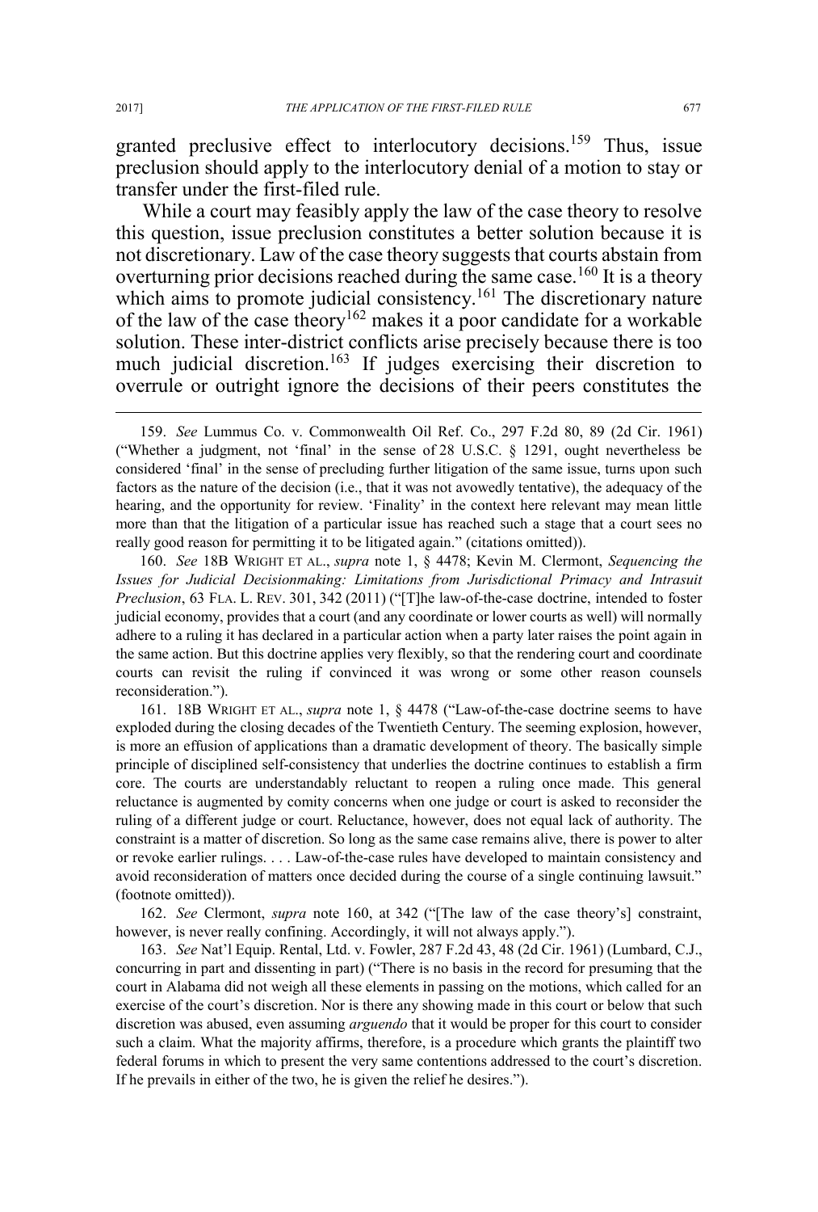granted preclusive effect to interlocutory decisions.[159] Thus, issue preclusion should apply to the interlocutory denial of a motion to stay or transfer under the first-filed rule.

While a court may feasibly apply the law of the case theory to resolve this question, issue preclusion constitutes a better solution because it is not discretionary. Law of the case theory suggests that courts abstain from overturning prior decisions reached during the same case.[160] It is a theory which aims to promote judicial consistency.[161] The discretionary nature of the law of the case theory[162] makes it a poor candidate for a workable solution. These inter-district conflicts arise precisely because there is too much judicial discretion.[163] If judges exercising their discretion to overrule or outright ignore the decisions of their peers constitutes the

---

159. *See* Lummus Co. v. Commonwealth Oil Ref. Co., 297 F.2d 80, 89 (2d Cir. 1961) ("Whether a judgment, not 'final' in the sense of 28 U.S.C. § 1291, ought nevertheless be considered 'final' in the sense of precluding further litigation of the same issue, turns upon such factors as the nature of the decision (i.e., that it was not avowedly tentative), the adequacy of the hearing, and the opportunity for review. 'Finality' in the context here relevant may mean little more than that the litigation of a particular issue has reached such a stage that a court sees no really good reason for permitting it to be litigated again." (citations omitted)).

160. *See* 18B WRIGHT ET AL., *supra* note 1, § 4478; Kevin M. Clermont, *Sequencing the Issues for Judicial Decisionmaking: Limitations from Jurisdictional Primacy and Intrasuit Preclusion*, 63 FLA. L. REV. 301, 342 (2011) ("[T]he law-of-the-case doctrine, intended to foster judicial economy, provides that a court (and any coordinate or lower courts as well) will normally adhere to a ruling it has declared in a particular action when a party later raises the point again in the same action. But this doctrine applies very flexibly, so that the rendering court and coordinate courts can revisit the ruling if convinced it was wrong or some other reason counsels reconsideration.").

161. 18B WRIGHT ET AL., *supra* note 1, § 4478 ("Law-of-the-case doctrine seems to have exploded during the closing decades of the Twentieth Century. The seeming explosion, however, is more an effusion of applications than a dramatic development of theory. The basically simple principle of disciplined self-consistency that underlies the doctrine continues to establish a firm core. The courts are understandably reluctant to reopen a ruling once made. This general reluctance is augmented by comity concerns when one judge or court is asked to reconsider the ruling of a different judge or court. Reluctance, however, does not equal lack of authority. The constraint is a matter of discretion. So long as the same case remains alive, there is power to alter or revoke earlier rulings. . . . Law-of-the-case rules have developed to maintain consistency and avoid reconsideration of matters once decided during the course of a single continuing lawsuit." (footnote omitted)).

162. *See* Clermont, *supra* note 160, at 342 ("[The law of the case theory's] constraint, however, is never really confining. Accordingly, it will not always apply.").

163. *See* Nat'l Equip. Rental, Ltd. v. Fowler, 287 F.2d 43, 48 (2d Cir. 1961) (Lumbard, C.J., concurring in part and dissenting in part) ("There is no basis in the record for presuming that the court in Alabama did not weigh all these elements in passing on the motions, which called for an exercise of the court's discretion. Nor is there any showing made in this court or below that such discretion was abused, even assuming *arguendo* that it would be proper for this court to consider such a claim. What the majority affirms, therefore, is a procedure which grants the plaintiff two federal forums in which to present the very same contentions addressed to the court's discretion. If he prevails in either of the two, he is given the relief he desires.").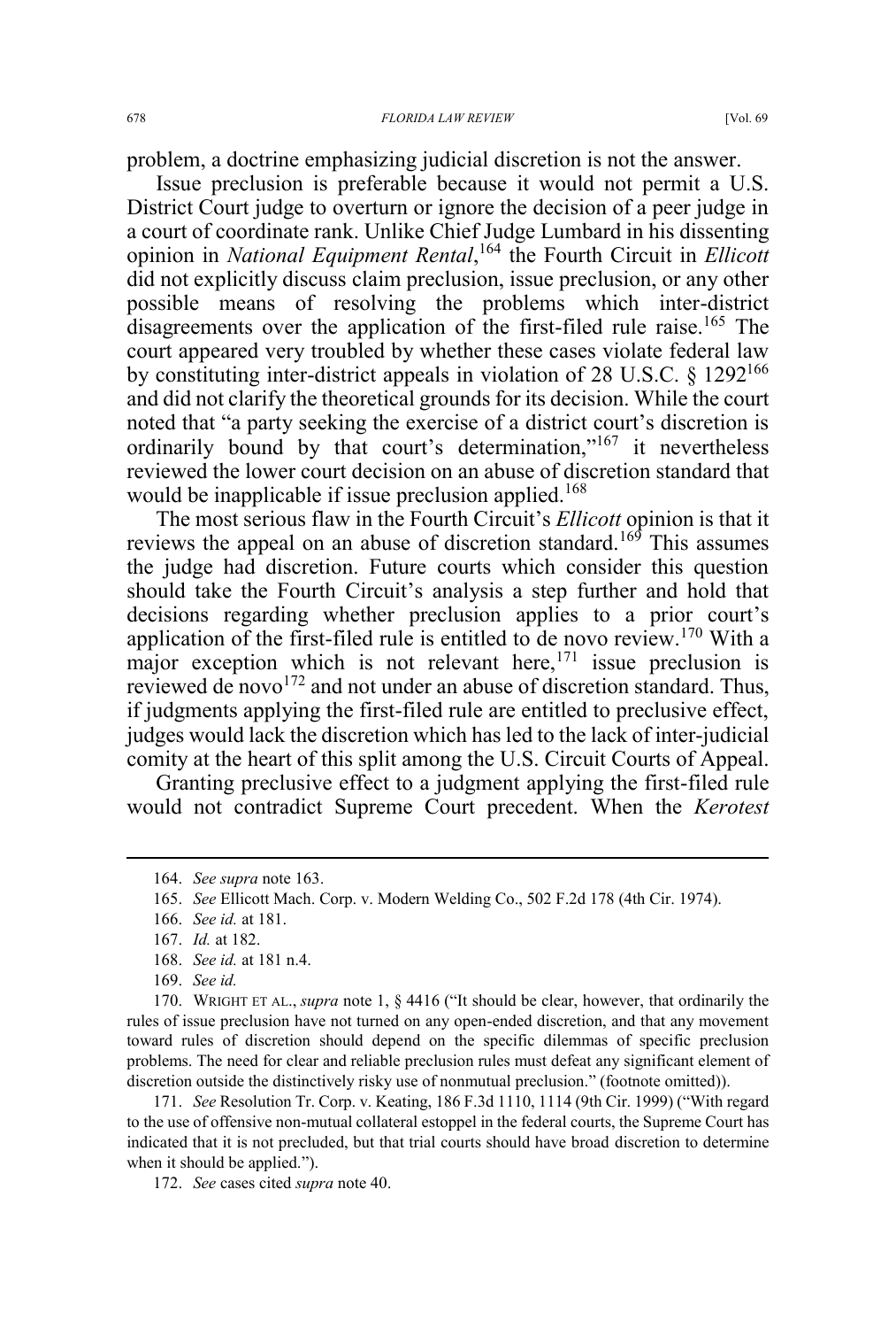problem, a doctrine emphasizing judicial discretion is not the answer.

Issue preclusion is preferable because it would not permit a U.S. District Court judge to overturn or ignore the decision of a peer judge in a court of coordinate rank. Unlike Chief Judge Lumbard in his dissenting opinion in *National Equipment Rental*,[164] the Fourth Circuit in *Ellicott* did not explicitly discuss claim preclusion, issue preclusion, or any other possible means of resolving the problems which inter-district disagreements over the application of the first-filed rule raise.[165] The court appeared very troubled by whether these cases violate federal law by constituting inter-district appeals in violation of 28 U.S.C. § 1292[166] and did not clarify the theoretical grounds for its decision. While the court noted that "a party seeking the exercise of a district court's discretion is ordinarily bound by that court's determination,"[167] it nevertheless reviewed the lower court decision on an abuse of discretion standard that would be inapplicable if issue preclusion applied.[168]

The most serious flaw in the Fourth Circuit's *Ellicott* opinion is that it reviews the appeal on an abuse of discretion standard.[169] This assumes the judge had discretion. Future courts which consider this question should take the Fourth Circuit's analysis a step further and hold that decisions regarding whether preclusion applies to a prior court's application of the first-filed rule is entitled to de novo review.[170] With a major exception which is not relevant here,[171] issue preclusion is reviewed de novo[172] and not under an abuse of discretion standard. Thus, if judgments applying the first-filed rule are entitled to preclusive effect, judges would lack the discretion which has led to the lack of inter-judicial comity at the heart of this split among the U.S. Circuit Courts of Appeal.

Granting preclusive effect to a judgment applying the first-filed rule would not contradict Supreme Court precedent. When the *Kerotest*

---

164. *See supra* note 163.

165. *See* Ellicott Mach. Corp. v. Modern Welding Co., 502 F.2d 178 (4th Cir. 1974).

166. *See id.* at 181.

167. *Id.* at 182.

168. *See id.* at 181 n.4.

169. *See id.*

170. WRIGHT ET AL., *supra* note 1, § 4416 ("It should be clear, however, that ordinarily the rules of issue preclusion have not turned on any open-ended discretion, and that any movement toward rules of discretion should depend on the specific dilemmas of specific preclusion problems. The need for clear and reliable preclusion rules must defeat any significant element of discretion outside the distinctively risky use of nonmutual preclusion." (footnote omitted)).

171. *See* Resolution Tr. Corp. v. Keating, 186 F.3d 1110, 1114 (9th Cir. 1999) ("With regard to the use of offensive non-mutual collateral estoppel in the federal courts, the Supreme Court has indicated that it is not precluded, but that trial courts should have broad discretion to determine when it should be applied.").

172. *See* cases cited *supra* note 40.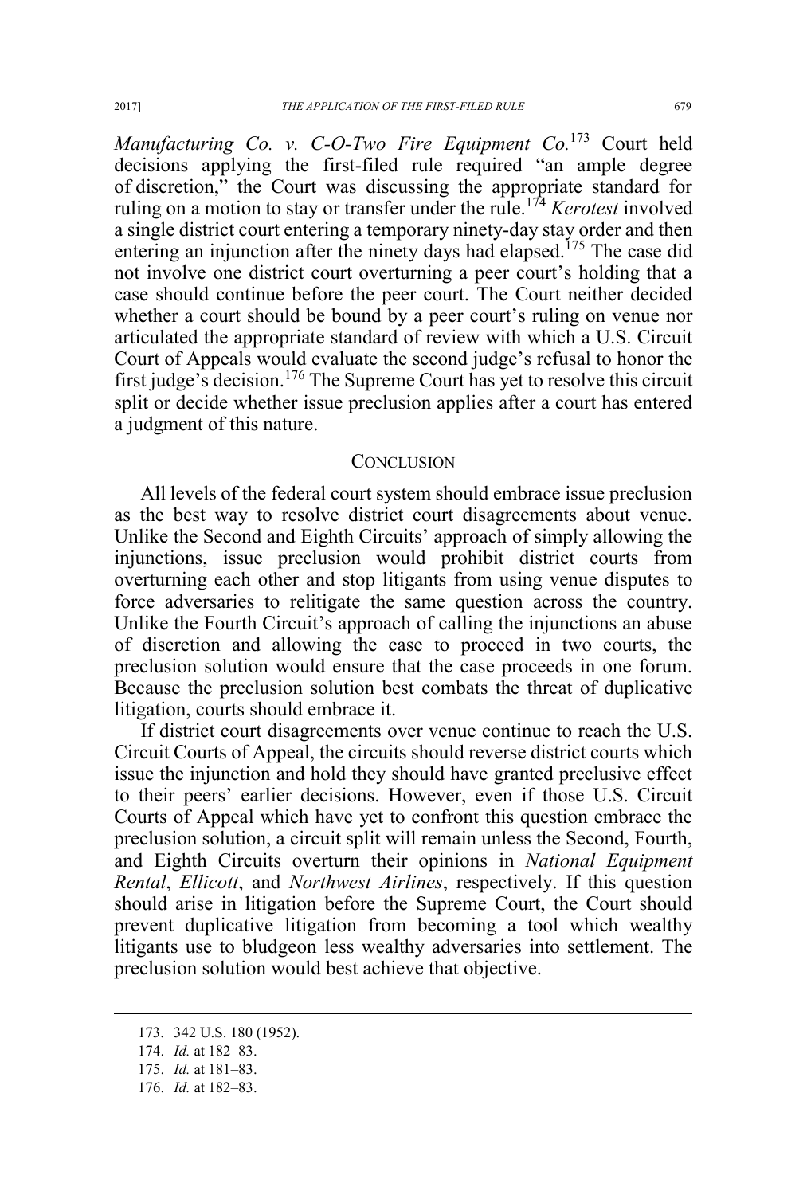*Manufacturing Co. v. C-O-Two Fire Equipment Co.*[173] Court held decisions applying the first-filed rule required "an ample degree of discretion," the Court was discussing the appropriate standard for ruling on a motion to stay or transfer under the rule.[174] *Kerotest* involved a single district court entering a temporary ninety-day stay order and then entering an injunction after the ninety days had elapsed.[175] The case did not involve one district court overturning a peer court's holding that a case should continue before the peer court. The Court neither decided whether a court should be bound by a peer court's ruling on venue nor articulated the appropriate standard of review with which a U.S. Circuit Court of Appeals would evaluate the second judge's refusal to honor the first judge's decision.[176] The Supreme Court has yet to resolve this circuit split or decide whether issue preclusion applies after a court has entered a judgment of this nature.

## CONCLUSION

All levels of the federal court system should embrace issue preclusion as the best way to resolve district court disagreements about venue. Unlike the Second and Eighth Circuits' approach of simply allowing the injunctions, issue preclusion would prohibit district courts from overturning each other and stop litigants from using venue disputes to force adversaries to relitigate the same question across the country. Unlike the Fourth Circuit's approach of calling the injunctions an abuse of discretion and allowing the case to proceed in two courts, the preclusion solution would ensure that the case proceeds in one forum. Because the preclusion solution best combats the threat of duplicative litigation, courts should embrace it.

If district court disagreements over venue continue to reach the U.S. Circuit Courts of Appeal, the circuits should reverse district courts which issue the injunction and hold they should have granted preclusive effect to their peers' earlier decisions. However, even if those U.S. Circuit Courts of Appeal which have yet to confront this question embrace the preclusion solution, a circuit split will remain unless the Second, Fourth, and Eighth Circuits overturn their opinions in *National Equipment Rental*, *Ellicott*, and *Northwest Airlines*, respectively. If this question should arise in litigation before the Supreme Court, the Court should prevent duplicative litigation from becoming a tool which wealthy litigants use to bludgeon less wealthy adversaries into settlement. The preclusion solution would best achieve that objective.

---

173. 342 U.S. 180 (1952).

174. *Id.* at 182–83.

175. *Id.* at 181–83.

176. *Id.* at 182–83.